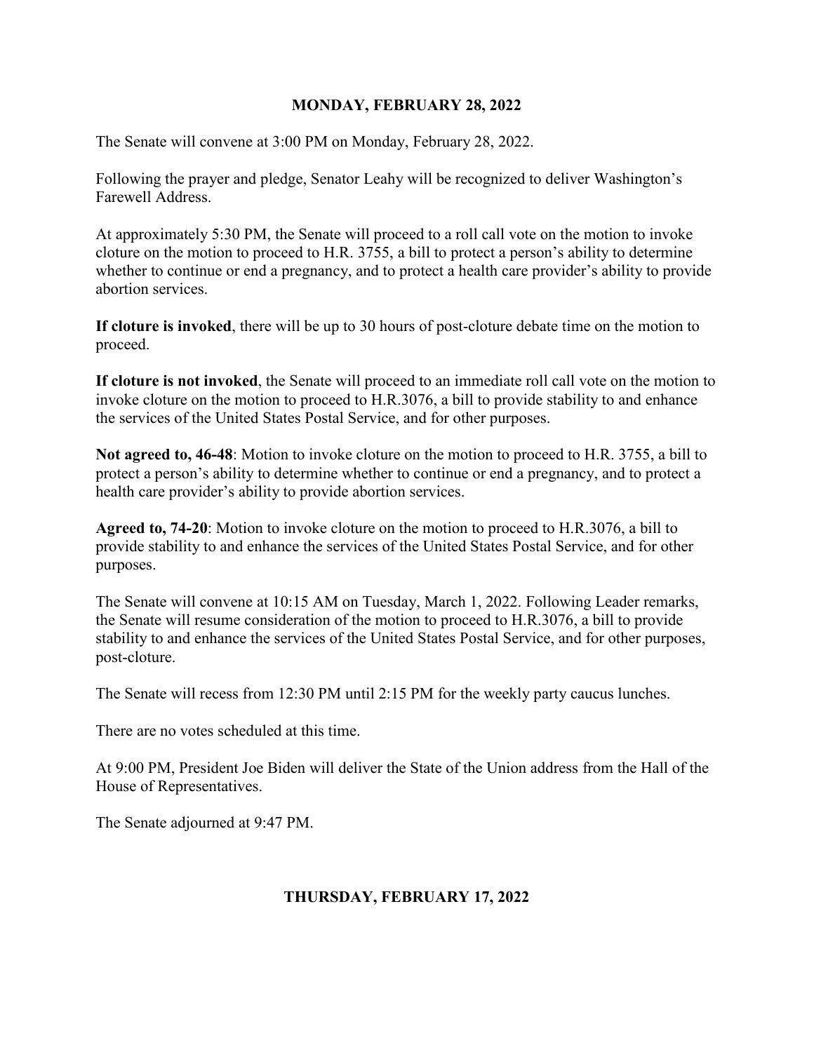## MONDAY, FEBRUARY 28, 2022

The Senate will convene at 3:00 PM on Monday, February 28, 2022.

Following the prayer and pledge, Senator Leahy will be recognized to deliver Washington's Farewell Address.

At approximately 5:30 PM, the Senate will proceed to a roll call vote on the motion to invoke cloture on the motion to proceed to H.R. 3755, a bill to protect a person's ability to determine whether to continue or end a pregnancy, and to protect a health care provider's ability to provide abortion services.

**If cloture is invoked**, there will be up to 30 hours of post-cloture debate time on the motion to proceed.

**If cloture is not invoked**, the Senate will proceed to an immediate roll call vote on the motion to invoke cloture on the motion to proceed to H.R.3076, a bill to provide stability to and enhance the services of the United States Postal Service, and for other purposes.

**Not agreed to, 46-48**: Motion to invoke cloture on the motion to proceed to H.R. 3755, a bill to protect a person's ability to determine whether to continue or end a pregnancy, and to protect a health care provider's ability to provide abortion services.

**Agreed to, 74-20**: Motion to invoke cloture on the motion to proceed to H.R.3076, a bill to provide stability to and enhance the services of the United States Postal Service, and for other purposes.

The Senate will convene at 10:15 AM on Tuesday, March 1, 2022. Following Leader remarks, the Senate will resume consideration of the motion to proceed to H.R.3076, a bill to provide stability to and enhance the services of the United States Postal Service, and for other purposes, post-cloture.

The Senate will recess from 12:30 PM until 2:15 PM for the weekly party caucus lunches.

There are no votes scheduled at this time.

At 9:00 PM, President Joe Biden will deliver the State of the Union address from the Hall of the House of Representatives.

The Senate adjourned at 9:47 PM.

## THURSDAY, FEBRUARY 17, 2022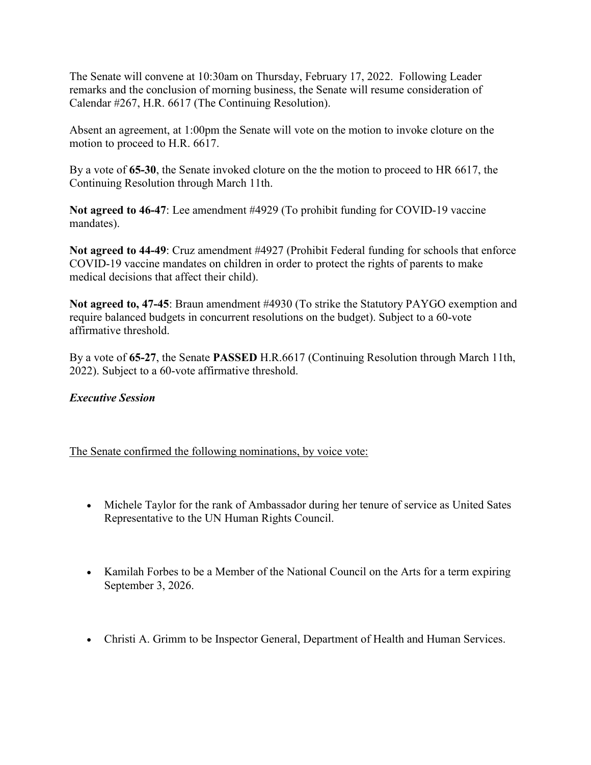The Senate will convene at 10:30am on Thursday, February 17, 2022. Following Leader remarks and the conclusion of morning business, the Senate will resume consideration of Calendar #267, H.R. 6617 (The Continuing Resolution).

Absent an agreement, at 1:00pm the Senate will vote on the motion to invoke cloture on the motion to proceed to H.R. 6617.

By a vote of **65-30**, the Senate invoked cloture on the the motion to proceed to HR 6617, the Continuing Resolution through March 11th.

**Not agreed to 46-47**: Lee amendment #4929 (To prohibit funding for COVID-19 vaccine mandates).

**Not agreed to 44-49**: Cruz amendment #4927 (Prohibit Federal funding for schools that enforce COVID-19 vaccine mandates on children in order to protect the rights of parents to make medical decisions that affect their child).

**Not agreed to, 47-45**: Braun amendment #4930 (To strike the Statutory PAYGO exemption and require balanced budgets in concurrent resolutions on the budget). Subject to a 60-vote affirmative threshold.

By a vote of **65-27**, the Senate **PASSED** H.R.6617 (Continuing Resolution through March 11th, 2022). Subject to a 60-vote affirmative threshold.

***Executive Session***

<u>The Senate confirmed the following nominations, by voice vote:</u>

- Michele Taylor for the rank of Ambassador during her tenure of service as United Sates Representative to the UN Human Rights Council.

- Kamilah Forbes to be a Member of the National Council on the Arts for a term expiring September 3, 2026.

- Christi A. Grimm to be Inspector General, Department of Health and Human Services.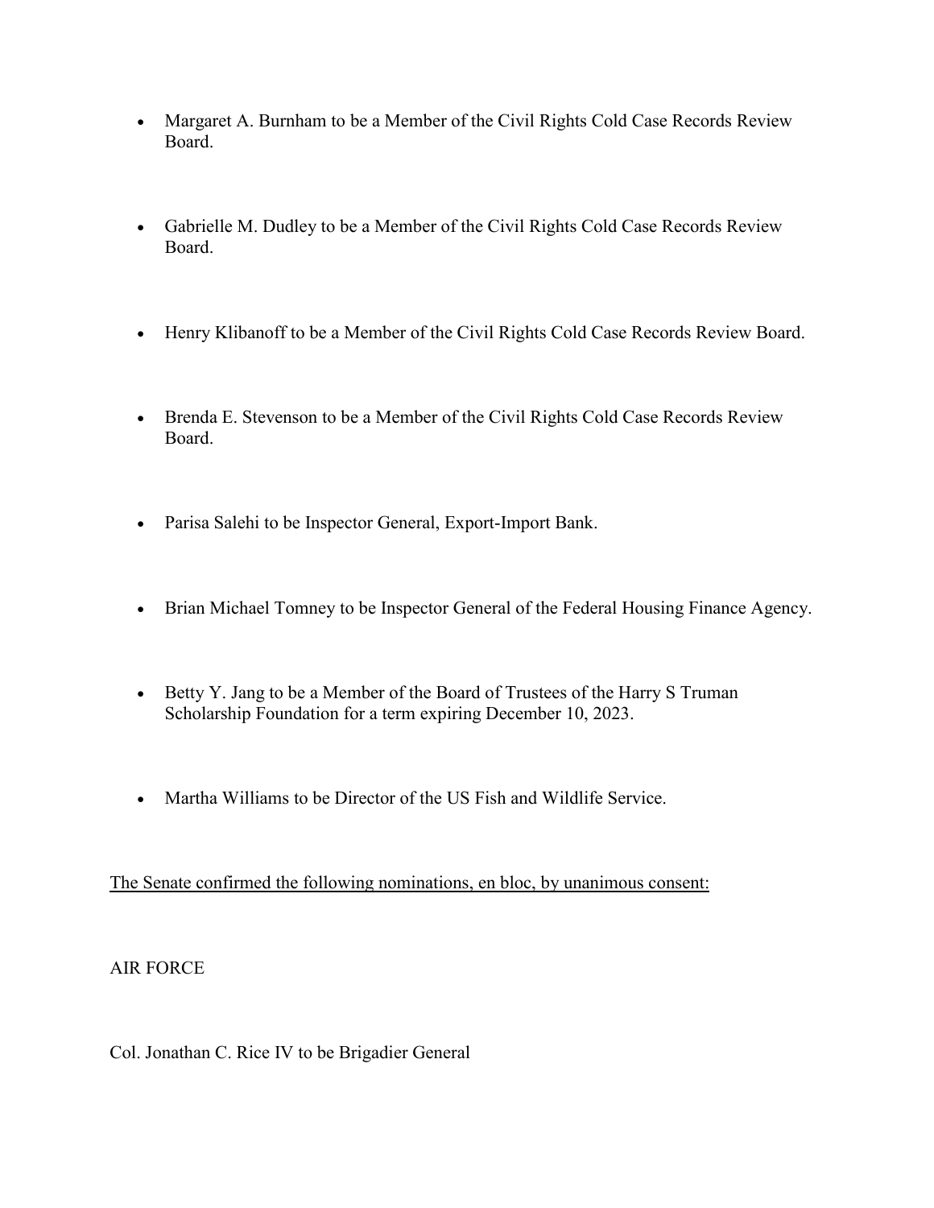- Margaret A. Burnham to be a Member of the Civil Rights Cold Case Records Review Board.

- Gabrielle M. Dudley to be a Member of the Civil Rights Cold Case Records Review Board.

- Henry Klibanoff to be a Member of the Civil Rights Cold Case Records Review Board.

- Brenda E. Stevenson to be a Member of the Civil Rights Cold Case Records Review Board.

- Parisa Salehi to be Inspector General, Export-Import Bank.

- Brian Michael Tomney to be Inspector General of the Federal Housing Finance Agency.

- Betty Y. Jang to be a Member of the Board of Trustees of the Harry S Truman Scholarship Foundation for a term expiring December 10, 2023.

- Martha Williams to be Director of the US Fish and Wildlife Service.

<u>The Senate confirmed the following nominations, en bloc, by unanimous consent:</u>

AIR FORCE

Col. Jonathan C. Rice IV to be Brigadier General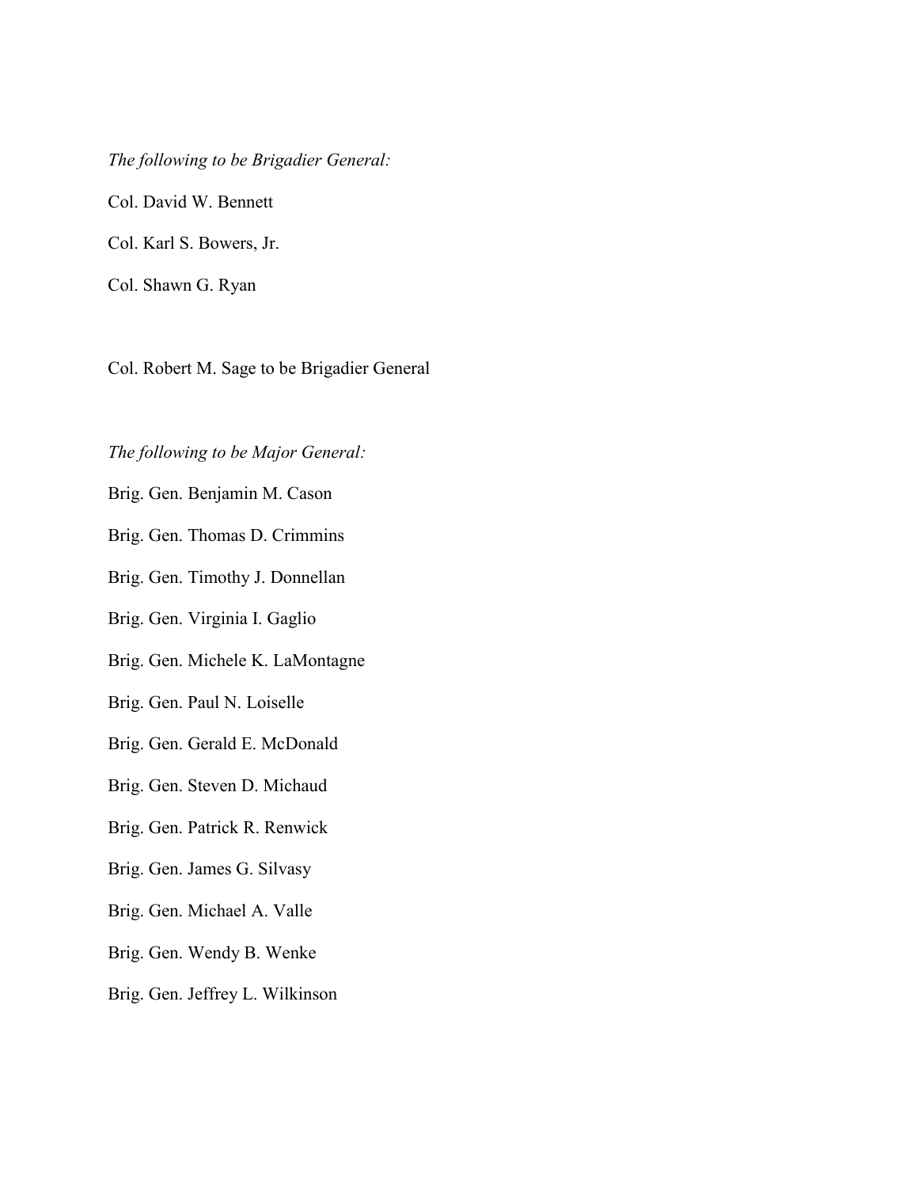*The following to be Brigadier General:*

Col. David W. Bennett

Col. Karl S. Bowers, Jr.

Col. Shawn G. Ryan

Col. Robert M. Sage to be Brigadier General

*The following to be Major General:*

Brig. Gen. Benjamin M. Cason

Brig. Gen. Thomas D. Crimmins

Brig. Gen. Timothy J. Donnellan

Brig. Gen. Virginia I. Gaglio

Brig. Gen. Michele K. LaMontagne

Brig. Gen. Paul N. Loiselle

Brig. Gen. Gerald E. McDonald

Brig. Gen. Steven D. Michaud

Brig. Gen. Patrick R. Renwick

Brig. Gen. James G. Silvasy

Brig. Gen. Michael A. Valle

Brig. Gen. Wendy B. Wenke

Brig. Gen. Jeffrey L. Wilkinson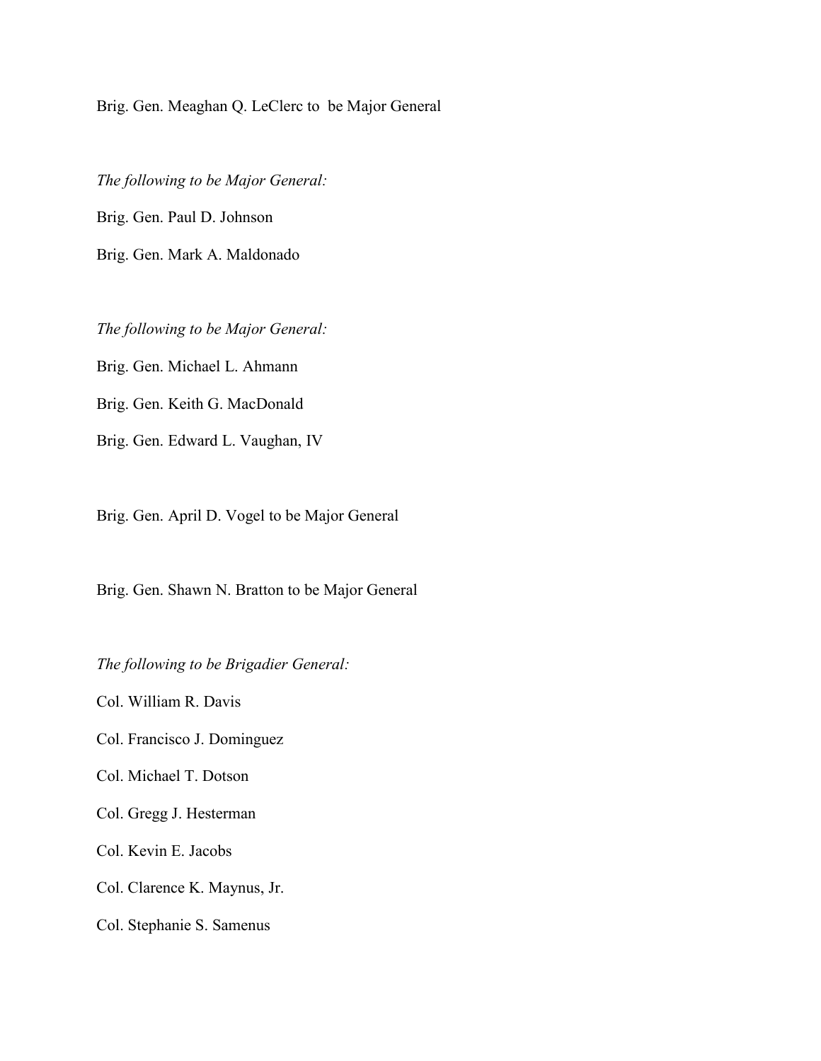Brig. Gen. Meaghan Q. LeClerc to be Major General

*The following to be Major General:*

Brig. Gen. Paul D. Johnson

Brig. Gen. Mark A. Maldonado

*The following to be Major General:*

Brig. Gen. Michael L. Ahmann

Brig. Gen. Keith G. MacDonald

Brig. Gen. Edward L. Vaughan, IV

Brig. Gen. April D. Vogel to be Major General

Brig. Gen. Shawn N. Bratton to be Major General

*The following to be Brigadier General:*

Col. William R. Davis

Col. Francisco J. Dominguez

Col. Michael T. Dotson

Col. Gregg J. Hesterman

Col. Kevin E. Jacobs

Col. Clarence K. Maynus, Jr.

Col. Stephanie S. Samenus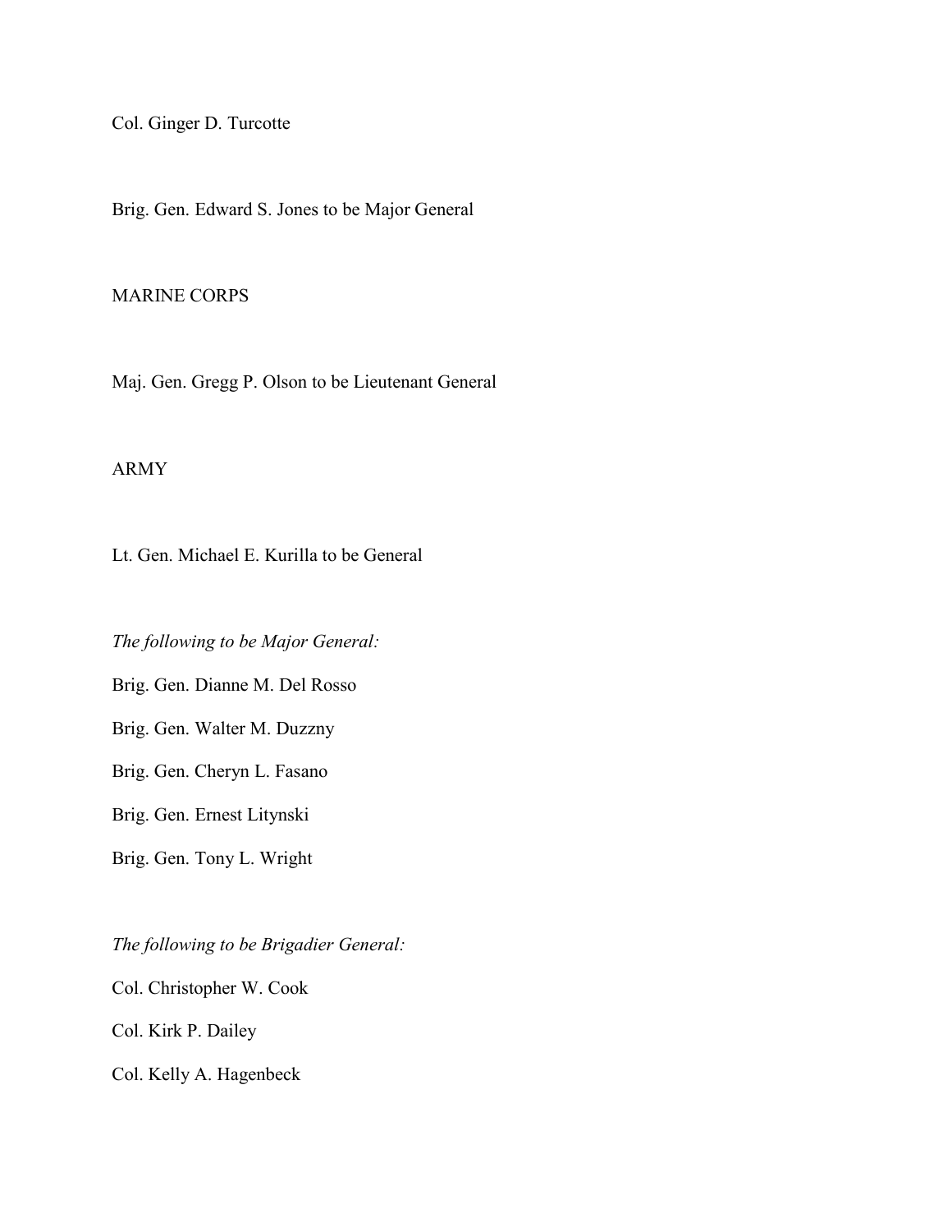Col. Ginger D. Turcotte

Brig. Gen. Edward S. Jones to be Major General

MARINE CORPS

Maj. Gen. Gregg P. Olson to be Lieutenant General

ARMY

Lt. Gen. Michael E. Kurilla to be General

*The following to be Major General:*

Brig. Gen. Dianne M. Del Rosso

Brig. Gen. Walter M. Duzzny

Brig. Gen. Cheryn L. Fasano

Brig. Gen. Ernest Litynski

Brig. Gen. Tony L. Wright

*The following to be Brigadier General:*

Col. Christopher W. Cook

Col. Kirk P. Dailey

Col. Kelly A. Hagenbeck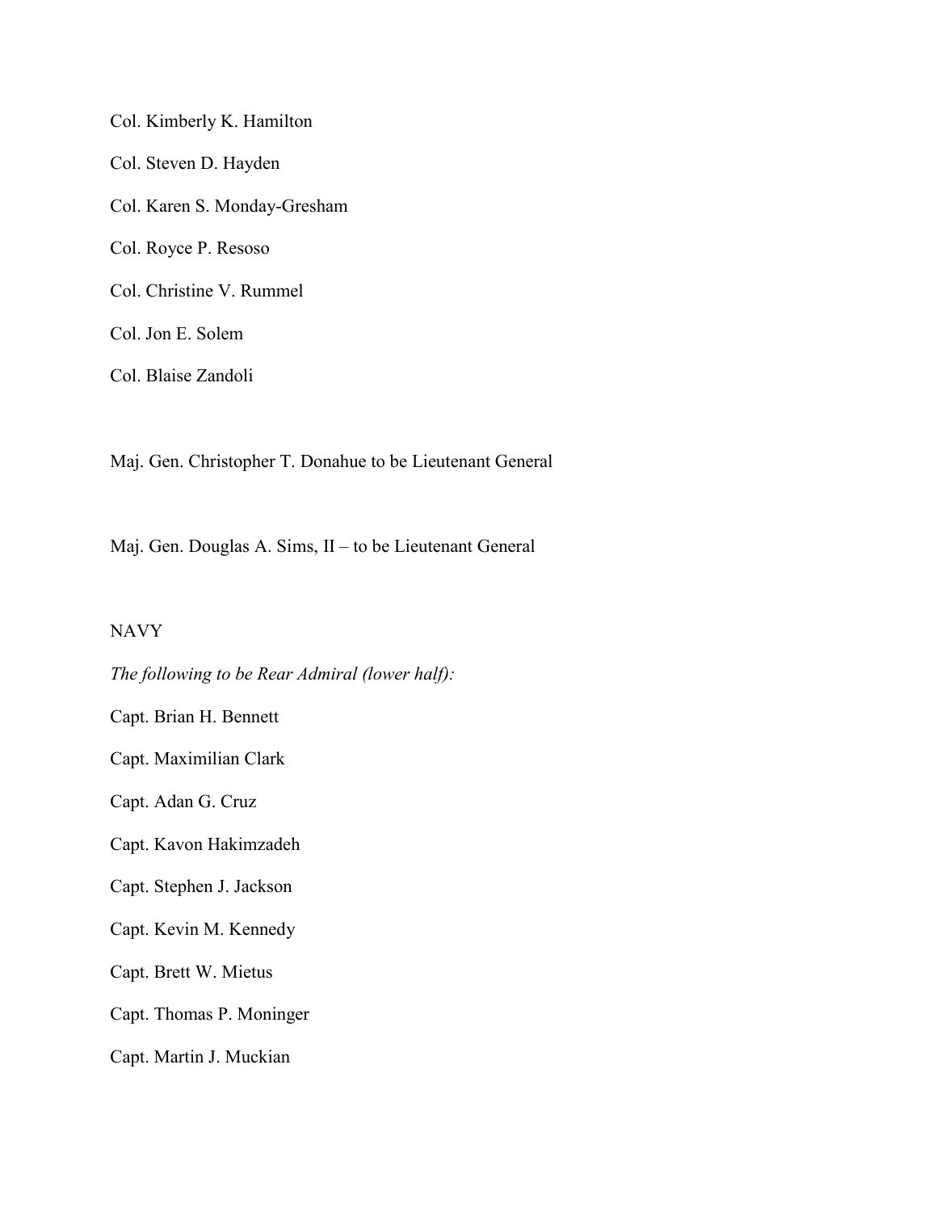Col. Kimberly K. Hamilton

Col. Steven D. Hayden

Col. Karen S. Monday-Gresham

Col. Royce P. Resoso

Col. Christine V. Rummel

Col. Jon E. Solem

Col. Blaise Zandoli

Maj. Gen. Christopher T. Donahue to be Lieutenant General

Maj. Gen. Douglas A. Sims, II – to be Lieutenant General

NAVY

*The following to be Rear Admiral (lower half):*

Capt. Brian H. Bennett

Capt. Maximilian Clark

Capt. Adan G. Cruz

Capt. Kavon Hakimzadeh

Capt. Stephen J. Jackson

Capt. Kevin M. Kennedy

Capt. Brett W. Mietus

Capt. Thomas P. Moninger

Capt. Martin J. Muckian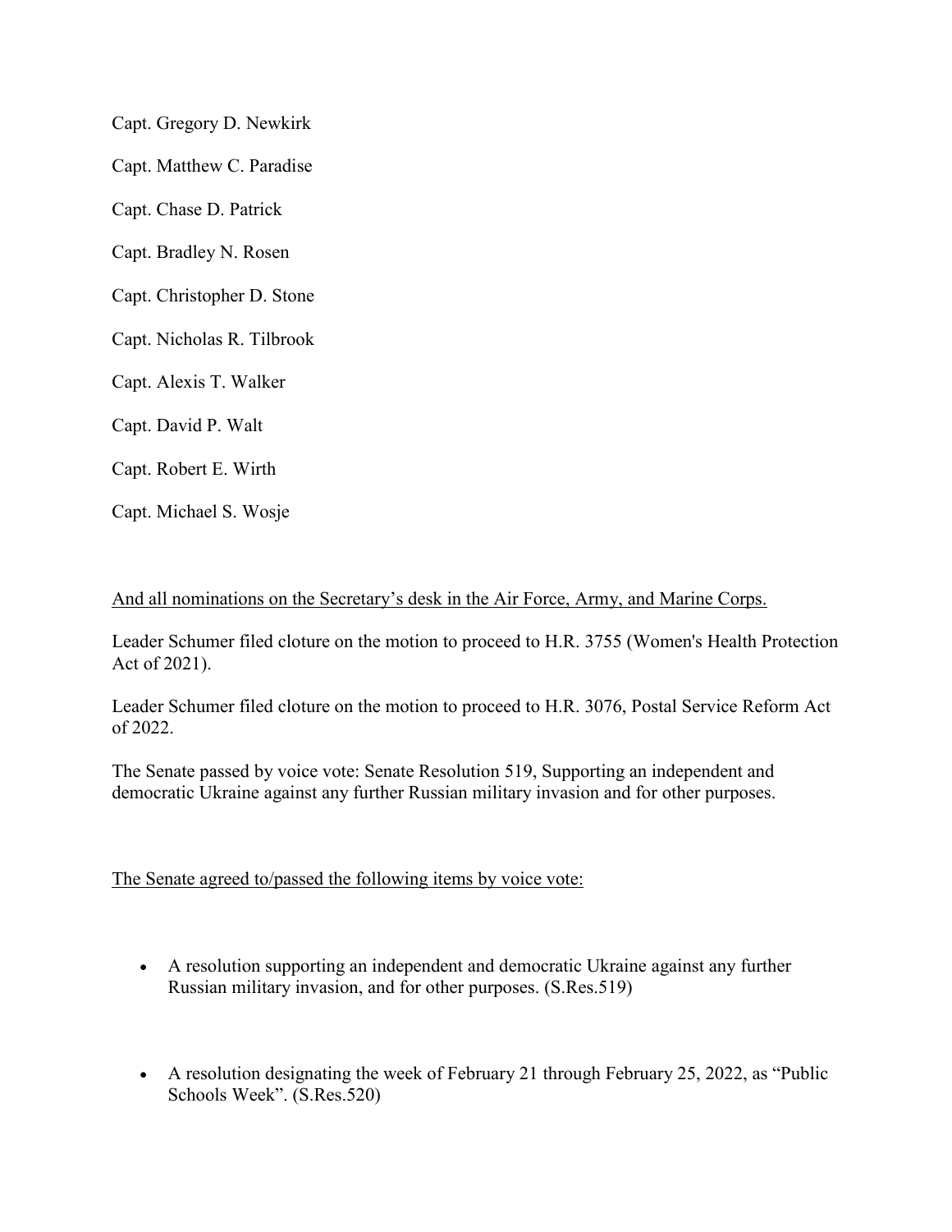Capt. Gregory D. Newkirk

Capt. Matthew C. Paradise

Capt. Chase D. Patrick

Capt. Bradley N. Rosen

Capt. Christopher D. Stone

Capt. Nicholas R. Tilbrook

Capt. Alexis T. Walker

Capt. David P. Walt

Capt. Robert E. Wirth

Capt. Michael S. Wosje

<u>And all nominations on the Secretary's desk in the Air Force, Army, and Marine Corps.</u>

Leader Schumer filed cloture on the motion to proceed to H.R. 3755 (Women's Health Protection Act of 2021).

Leader Schumer filed cloture on the motion to proceed to H.R. 3076, Postal Service Reform Act of 2022.

The Senate passed by voice vote: Senate Resolution 519, Supporting an independent and democratic Ukraine against any further Russian military invasion and for other purposes.

<u>The Senate agreed to/passed the following items by voice vote:</u>

- A resolution supporting an independent and democratic Ukraine against any further Russian military invasion, and for other purposes. (S.Res.519)

- A resolution designating the week of February 21 through February 25, 2022, as "Public Schools Week". (S.Res.520)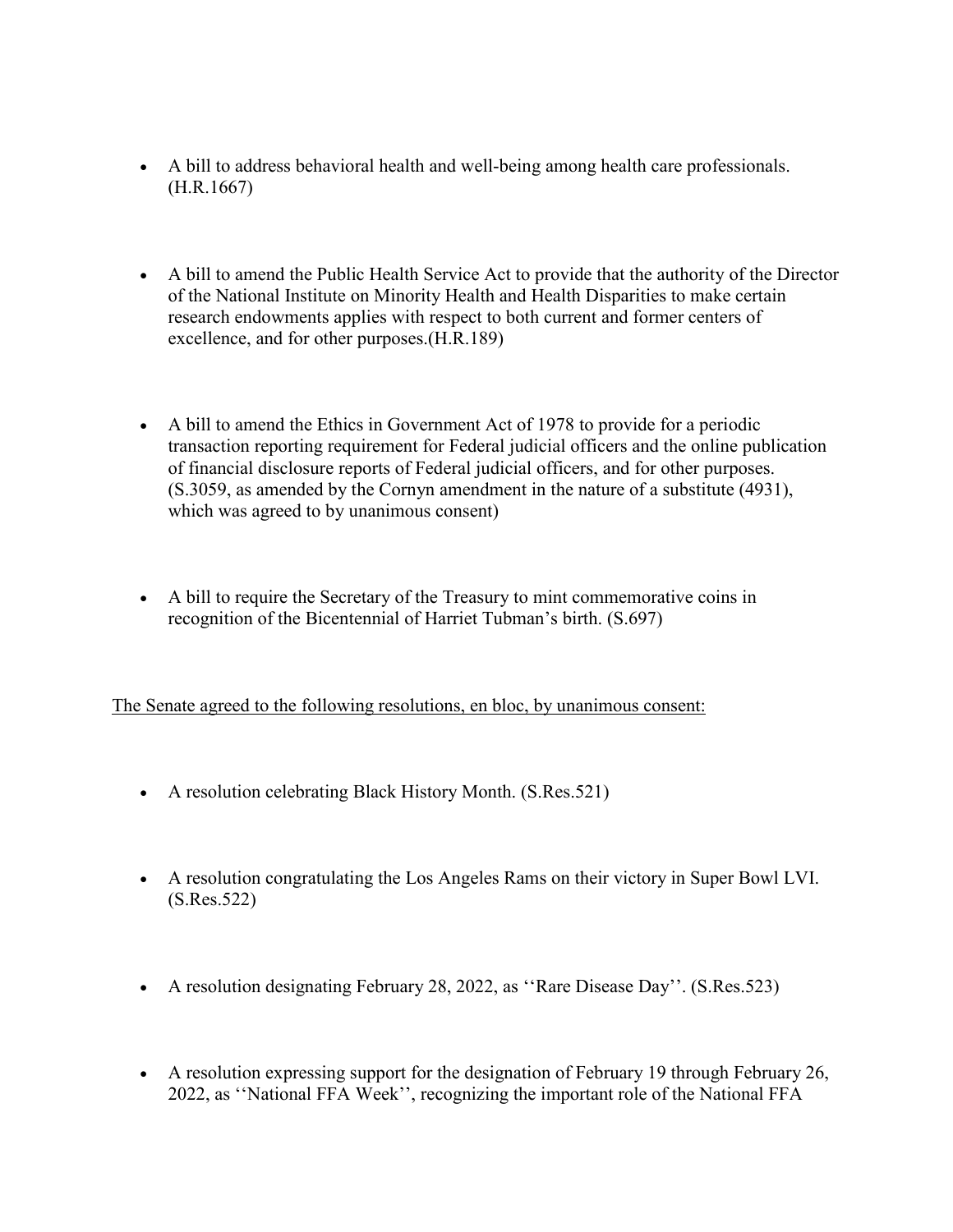- A bill to address behavioral health and well-being among health care professionals. (H.R.1667)

- A bill to amend the Public Health Service Act to provide that the authority of the Director of the National Institute on Minority Health and Health Disparities to make certain research endowments applies with respect to both current and former centers of excellence, and for other purposes.(H.R.189)

- A bill to amend the Ethics in Government Act of 1978 to provide for a periodic transaction reporting requirement for Federal judicial officers and the online publication of financial disclosure reports of Federal judicial officers, and for other purposes. (S.3059, as amended by the Cornyn amendment in the nature of a substitute (4931), which was agreed to by unanimous consent)

- A bill to require the Secretary of the Treasury to mint commemorative coins in recognition of the Bicentennial of Harriet Tubman's birth. (S.697)

<u>The Senate agreed to the following resolutions, en bloc, by unanimous consent:</u>

- A resolution celebrating Black History Month. (S.Res.521)

- A resolution congratulating the Los Angeles Rams on their victory in Super Bowl LVI. (S.Res.522)

- A resolution designating February 28, 2022, as ''Rare Disease Day''. (S.Res.523)

- A resolution expressing support for the designation of February 19 through February 26, 2022, as ''National FFA Week'', recognizing the important role of the National FFA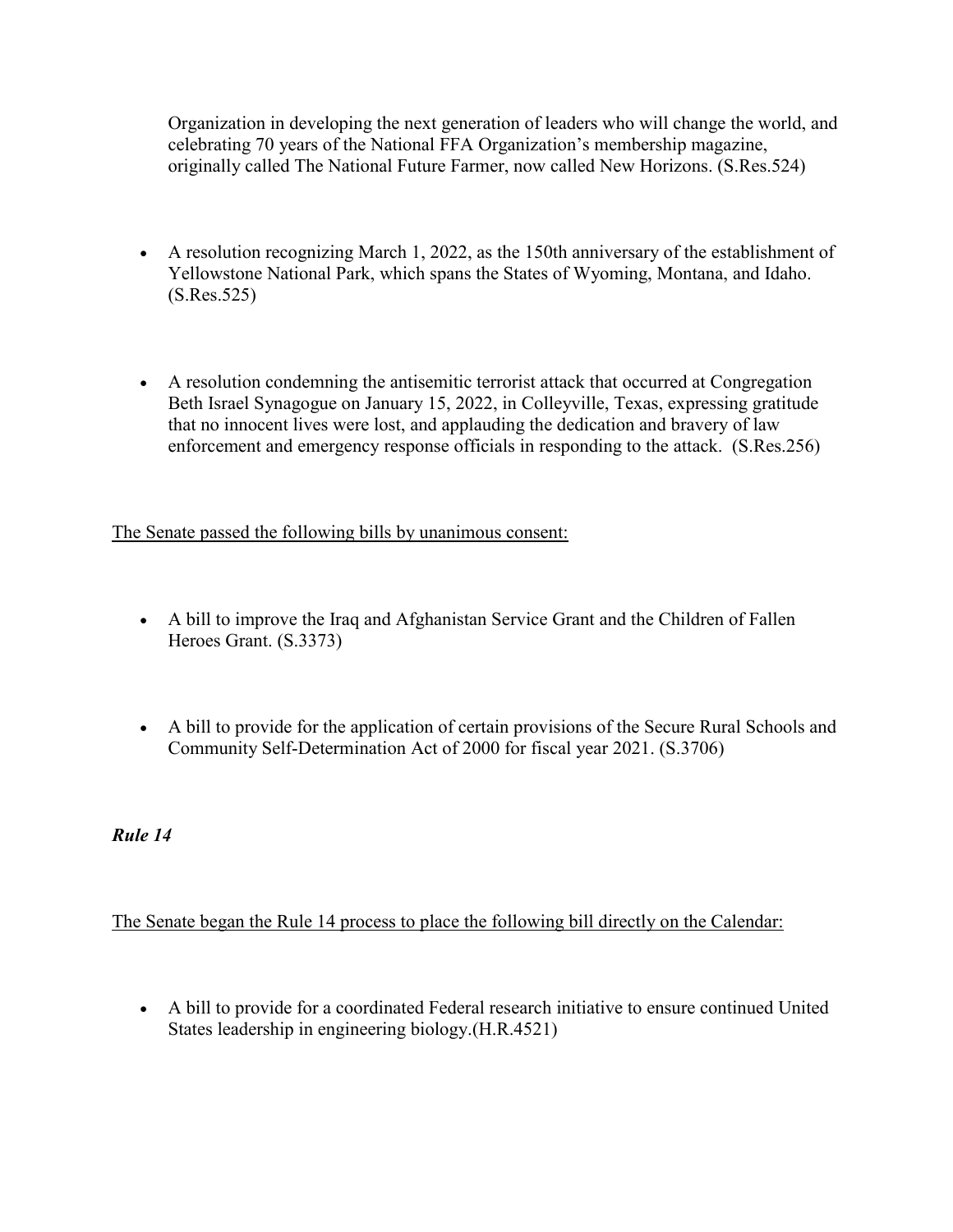Organization in developing the next generation of leaders who will change the world, and celebrating 70 years of the National FFA Organization's membership magazine, originally called The National Future Farmer, now called New Horizons. (S.Res.524)

- A resolution recognizing March 1, 2022, as the 150th anniversary of the establishment of Yellowstone National Park, which spans the States of Wyoming, Montana, and Idaho. (S.Res.525)

- A resolution condemning the antisemitic terrorist attack that occurred at Congregation Beth Israel Synagogue on January 15, 2022, in Colleyville, Texas, expressing gratitude that no innocent lives were lost, and applauding the dedication and bravery of law enforcement and emergency response officials in responding to the attack. (S.Res.256)

<u>The Senate passed the following bills by unanimous consent:</u>

- A bill to improve the Iraq and Afghanistan Service Grant and the Children of Fallen Heroes Grant. (S.3373)

- A bill to provide for the application of certain provisions of the Secure Rural Schools and Community Self-Determination Act of 2000 for fiscal year 2021. (S.3706)

***Rule 14***

<u>The Senate began the Rule 14 process to place the following bill directly on the Calendar:</u>

- A bill to provide for a coordinated Federal research initiative to ensure continued United States leadership in engineering biology.(H.R.4521)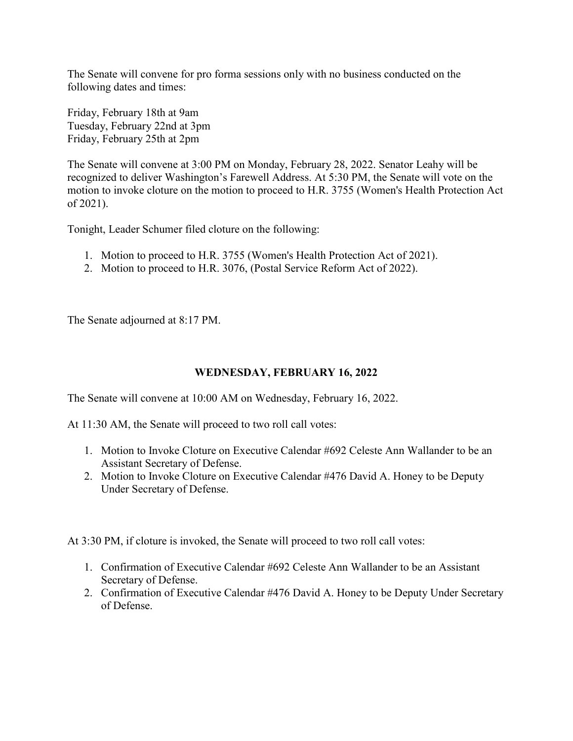The Senate will convene for pro forma sessions only with no business conducted on the following dates and times:

Friday, February 18th at 9am
Tuesday, February 22nd at 3pm
Friday, February 25th at 2pm

The Senate will convene at 3:00 PM on Monday, February 28, 2022. Senator Leahy will be recognized to deliver Washington's Farewell Address. At 5:30 PM, the Senate will vote on the motion to invoke cloture on the motion to proceed to H.R. 3755 (Women's Health Protection Act of 2021).

Tonight, Leader Schumer filed cloture on the following:

1. Motion to proceed to H.R. 3755 (Women's Health Protection Act of 2021).
2. Motion to proceed to H.R. 3076, (Postal Service Reform Act of 2022).

The Senate adjourned at 8:17 PM.

## WEDNESDAY, FEBRUARY 16, 2022

The Senate will convene at 10:00 AM on Wednesday, February 16, 2022.

At 11:30 AM, the Senate will proceed to two roll call votes:

1. Motion to Invoke Cloture on Executive Calendar #692 Celeste Ann Wallander to be an Assistant Secretary of Defense.
2. Motion to Invoke Cloture on Executive Calendar #476 David A. Honey to be Deputy Under Secretary of Defense.

At 3:30 PM, if cloture is invoked, the Senate will proceed to two roll call votes:

1. Confirmation of Executive Calendar #692 Celeste Ann Wallander to be an Assistant Secretary of Defense.
2. Confirmation of Executive Calendar #476 David A. Honey to be Deputy Under Secretary of Defense.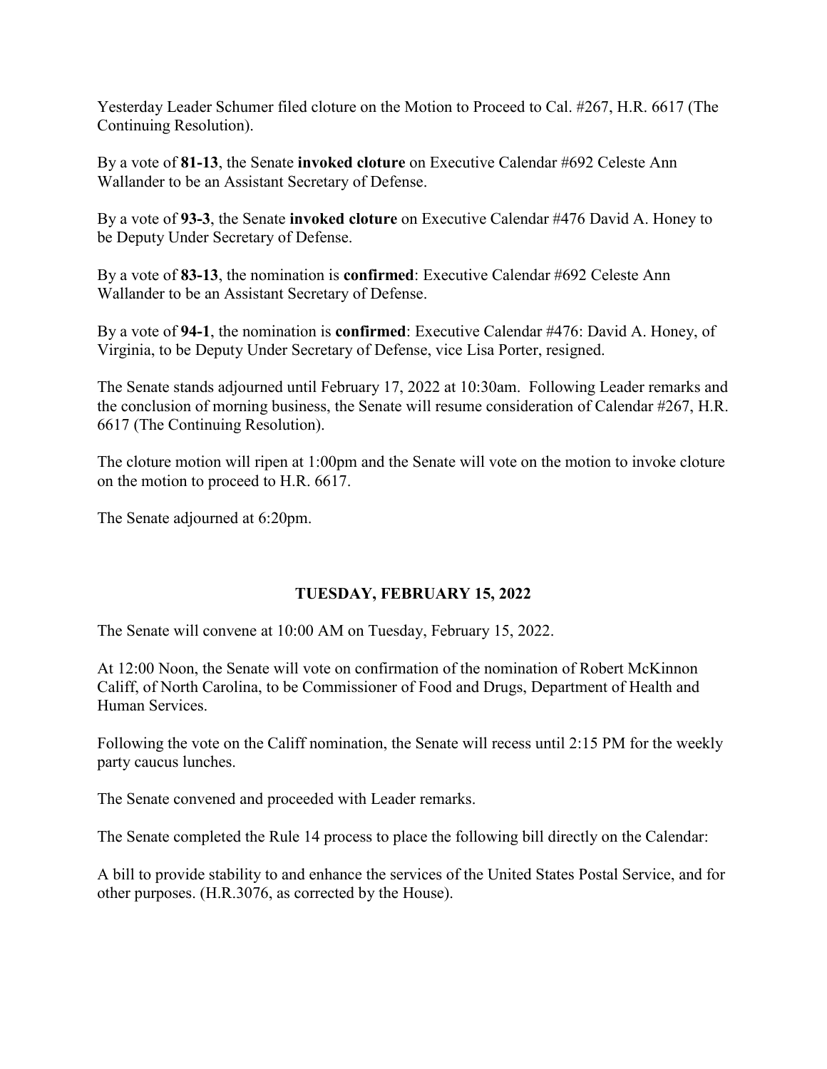Yesterday Leader Schumer filed cloture on the Motion to Proceed to Cal. #267, H.R. 6617 (The Continuing Resolution).

By a vote of **81-13**, the Senate **invoked cloture** on Executive Calendar #692 Celeste Ann Wallander to be an Assistant Secretary of Defense.

By a vote of **93-3**, the Senate **invoked cloture** on Executive Calendar #476 David A. Honey to be Deputy Under Secretary of Defense.

By a vote of **83-13**, the nomination is **confirmed**: Executive Calendar #692 Celeste Ann Wallander to be an Assistant Secretary of Defense.

By a vote of **94-1**, the nomination is **confirmed**: Executive Calendar #476: David A. Honey, of Virginia, to be Deputy Under Secretary of Defense, vice Lisa Porter, resigned.

The Senate stands adjourned until February 17, 2022 at 10:30am. Following Leader remarks and the conclusion of morning business, the Senate will resume consideration of Calendar #267, H.R. 6617 (The Continuing Resolution).

The cloture motion will ripen at 1:00pm and the Senate will vote on the motion to invoke cloture on the motion to proceed to H.R. 6617.

The Senate adjourned at 6:20pm.

## TUESDAY, FEBRUARY 15, 2022

The Senate will convene at 10:00 AM on Tuesday, February 15, 2022.

At 12:00 Noon, the Senate will vote on confirmation of the nomination of Robert McKinnon Califf, of North Carolina, to be Commissioner of Food and Drugs, Department of Health and Human Services.

Following the vote on the Califf nomination, the Senate will recess until 2:15 PM for the weekly party caucus lunches.

The Senate convened and proceeded with Leader remarks.

The Senate completed the Rule 14 process to place the following bill directly on the Calendar:

A bill to provide stability to and enhance the services of the United States Postal Service, and for other purposes. (H.R.3076, as corrected by the House).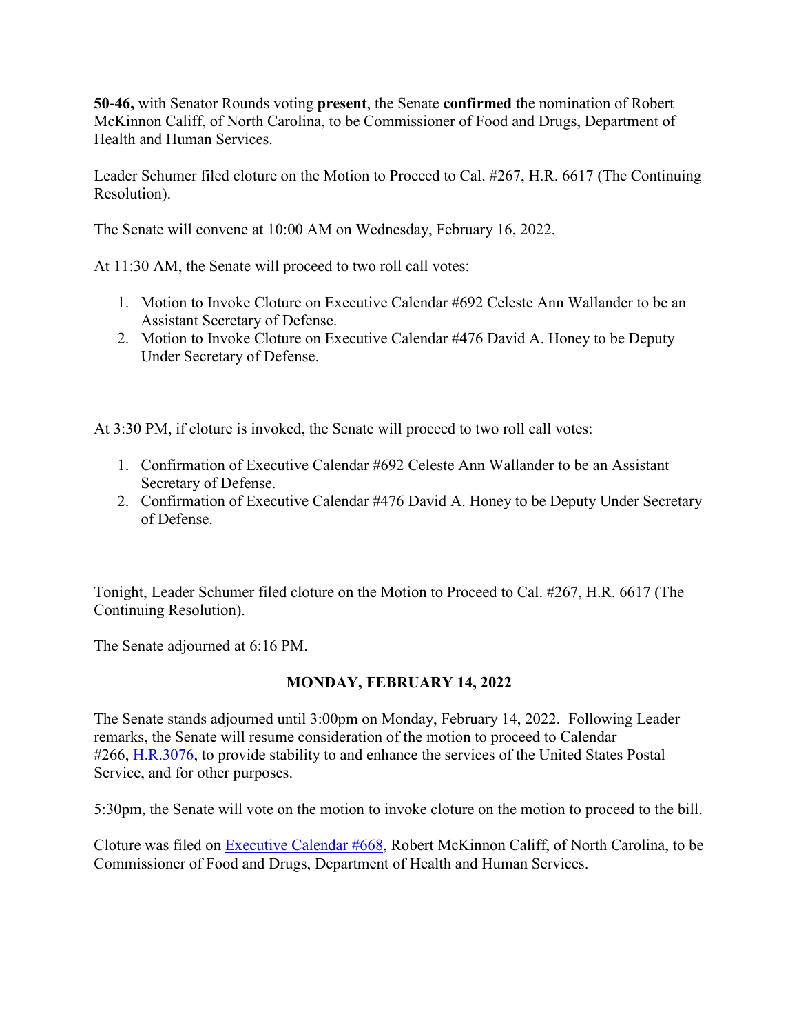**50-46,** with Senator Rounds voting **present**, the Senate **confirmed** the nomination of Robert McKinnon Califf, of North Carolina, to be Commissioner of Food and Drugs, Department of Health and Human Services.

Leader Schumer filed cloture on the Motion to Proceed to Cal. #267, H.R. 6617 (The Continuing Resolution).

The Senate will convene at 10:00 AM on Wednesday, February 16, 2022.

At 11:30 AM, the Senate will proceed to two roll call votes:

1. Motion to Invoke Cloture on Executive Calendar #692 Celeste Ann Wallander to be an Assistant Secretary of Defense.
2. Motion to Invoke Cloture on Executive Calendar #476 David A. Honey to be Deputy Under Secretary of Defense.

At 3:30 PM, if cloture is invoked, the Senate will proceed to two roll call votes:

1. Confirmation of Executive Calendar #692 Celeste Ann Wallander to be an Assistant Secretary of Defense.
2. Confirmation of Executive Calendar #476 David A. Honey to be Deputy Under Secretary of Defense.

Tonight, Leader Schumer filed cloture on the Motion to Proceed to Cal. #267, H.R. 6617 (The Continuing Resolution).

The Senate adjourned at 6:16 PM.

## MONDAY, FEBRUARY 14, 2022

The Senate stands adjourned until 3:00pm on Monday, February 14, 2022. Following Leader remarks, the Senate will resume consideration of the motion to proceed to Calendar #266, H.R.3076, to provide stability to and enhance the services of the United States Postal Service, and for other purposes.

5:30pm, the Senate will vote on the motion to invoke cloture on the motion to proceed to the bill.

Cloture was filed on Executive Calendar #668, Robert McKinnon Califf, of North Carolina, to be Commissioner of Food and Drugs, Department of Health and Human Services.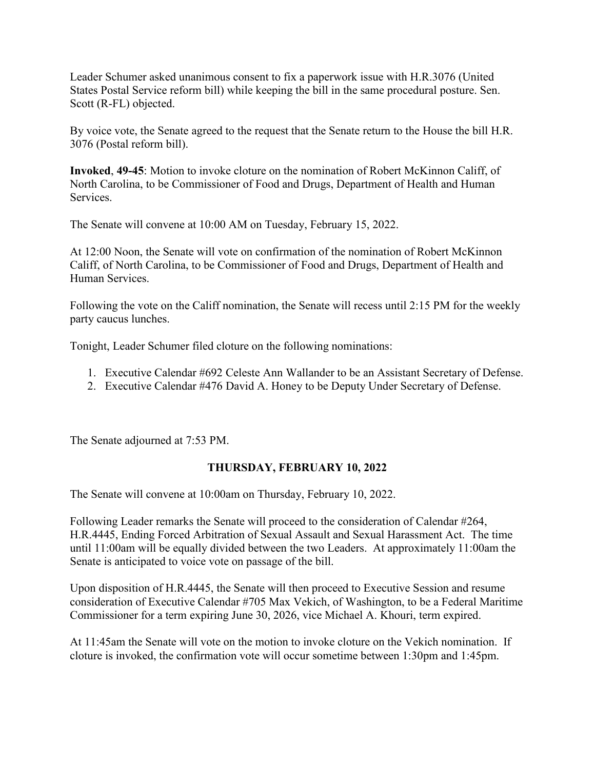Leader Schumer asked unanimous consent to fix a paperwork issue with H.R.3076 (United States Postal Service reform bill) while keeping the bill in the same procedural posture. Sen. Scott (R-FL) objected.

By voice vote, the Senate agreed to the request that the Senate return to the House the bill H.R. 3076 (Postal reform bill).

**Invoked**, **49-45**: Motion to invoke cloture on the nomination of Robert McKinnon Califf, of North Carolina, to be Commissioner of Food and Drugs, Department of Health and Human Services.

The Senate will convene at 10:00 AM on Tuesday, February 15, 2022.

At 12:00 Noon, the Senate will vote on confirmation of the nomination of Robert McKinnon Califf, of North Carolina, to be Commissioner of Food and Drugs, Department of Health and Human Services.

Following the vote on the Califf nomination, the Senate will recess until 2:15 PM for the weekly party caucus lunches.

Tonight, Leader Schumer filed cloture on the following nominations:

1. Executive Calendar #692 Celeste Ann Wallander to be an Assistant Secretary of Defense.
2. Executive Calendar #476 David A. Honey to be Deputy Under Secretary of Defense.

The Senate adjourned at 7:53 PM.

## THURSDAY, FEBRUARY 10, 2022

The Senate will convene at 10:00am on Thursday, February 10, 2022.

Following Leader remarks the Senate will proceed to the consideration of Calendar #264, H.R.4445, Ending Forced Arbitration of Sexual Assault and Sexual Harassment Act. The time until 11:00am will be equally divided between the two Leaders. At approximately 11:00am the Senate is anticipated to voice vote on passage of the bill.

Upon disposition of H.R.4445, the Senate will then proceed to Executive Session and resume consideration of Executive Calendar #705 Max Vekich, of Washington, to be a Federal Maritime Commissioner for a term expiring June 30, 2026, vice Michael A. Khouri, term expired.

At 11:45am the Senate will vote on the motion to invoke cloture on the Vekich nomination. If cloture is invoked, the confirmation vote will occur sometime between 1:30pm and 1:45pm.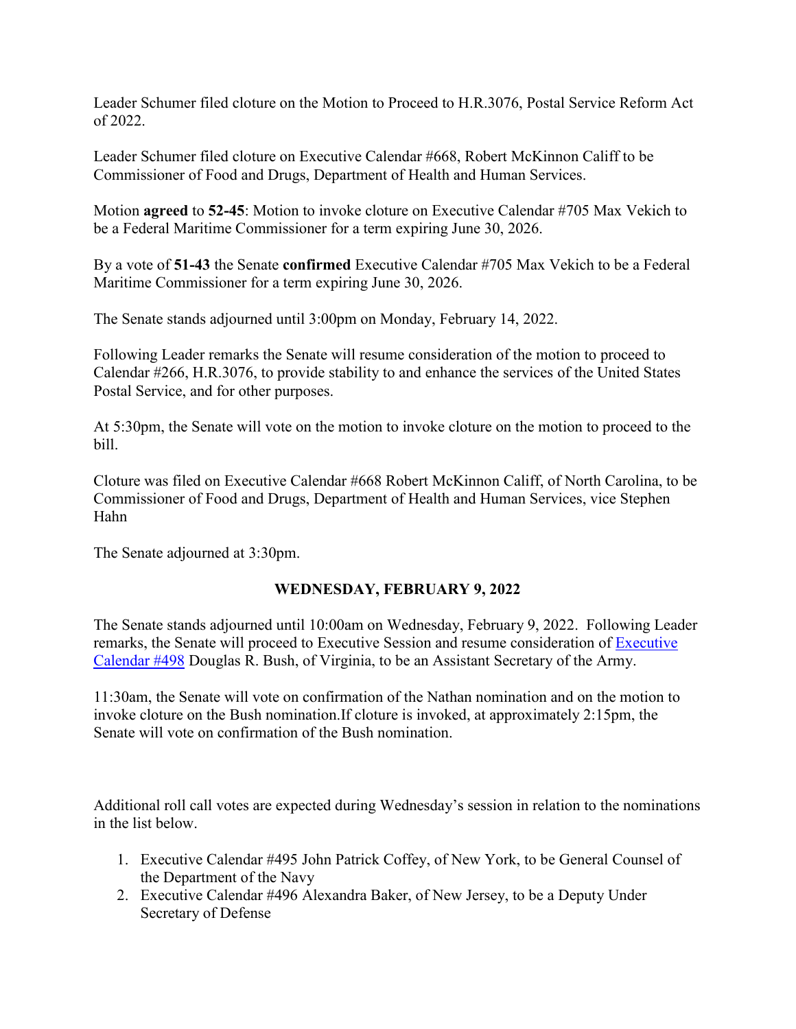Leader Schumer filed cloture on the Motion to Proceed to H.R.3076, Postal Service Reform Act of 2022.

Leader Schumer filed cloture on Executive Calendar #668, Robert McKinnon Califf to be Commissioner of Food and Drugs, Department of Health and Human Services.

Motion **agreed** to **52-45**: Motion to invoke cloture on Executive Calendar #705 Max Vekich to be a Federal Maritime Commissioner for a term expiring June 30, 2026.

By a vote of **51-43** the Senate **confirmed** Executive Calendar #705 Max Vekich to be a Federal Maritime Commissioner for a term expiring June 30, 2026.

The Senate stands adjourned until 3:00pm on Monday, February 14, 2022.

Following Leader remarks the Senate will resume consideration of the motion to proceed to Calendar #266, H.R.3076, to provide stability to and enhance the services of the United States Postal Service, and for other purposes.

At 5:30pm, the Senate will vote on the motion to invoke cloture on the motion to proceed to the bill.

Cloture was filed on Executive Calendar #668 Robert McKinnon Califf, of North Carolina, to be Commissioner of Food and Drugs, Department of Health and Human Services, vice Stephen Hahn

The Senate adjourned at 3:30pm.

## WEDNESDAY, FEBRUARY 9, 2022

The Senate stands adjourned until 10:00am on Wednesday, February 9, 2022. Following Leader remarks, the Senate will proceed to Executive Session and resume consideration of [Executive Calendar #498](#) Douglas R. Bush, of Virginia, to be an Assistant Secretary of the Army.

11:30am, the Senate will vote on confirmation of the Nathan nomination and on the motion to invoke cloture on the Bush nomination.If cloture is invoked, at approximately 2:15pm, the Senate will vote on confirmation of the Bush nomination.

Additional roll call votes are expected during Wednesday's session in relation to the nominations in the list below.

1. Executive Calendar #495 John Patrick Coffey, of New York, to be General Counsel of the Department of the Navy
2. Executive Calendar #496 Alexandra Baker, of New Jersey, to be a Deputy Under Secretary of Defense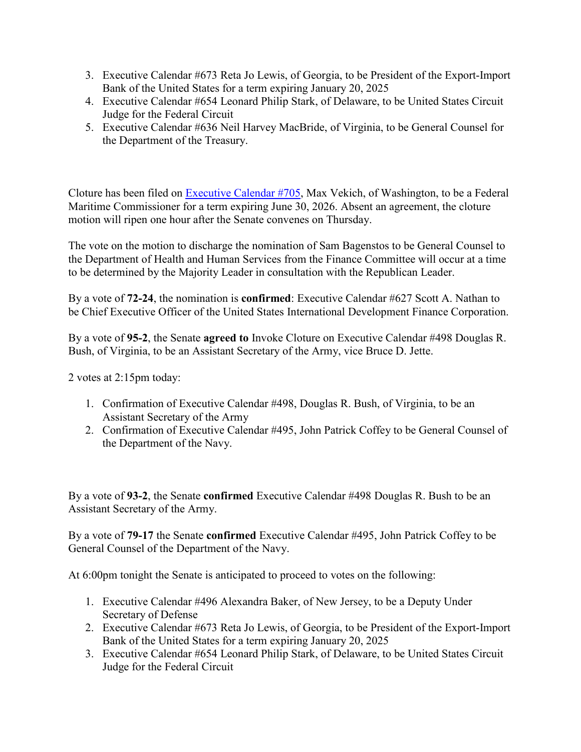3. Executive Calendar #673 Reta Jo Lewis, of Georgia, to be President of the Export-Import Bank of the United States for a term expiring January 20, 2025
4. Executive Calendar #654 Leonard Philip Stark, of Delaware, to be United States Circuit Judge for the Federal Circuit
5. Executive Calendar #636 Neil Harvey MacBride, of Virginia, to be General Counsel for the Department of the Treasury.

Cloture has been filed on Executive Calendar #705, Max Vekich, of Washington, to be a Federal Maritime Commissioner for a term expiring June 30, 2026. Absent an agreement, the cloture motion will ripen one hour after the Senate convenes on Thursday.

The vote on the motion to discharge the nomination of Sam Bagenstos to be General Counsel to the Department of Health and Human Services from the Finance Committee will occur at a time to be determined by the Majority Leader in consultation with the Republican Leader.

By a vote of **72-24**, the nomination is **confirmed**: Executive Calendar #627 Scott A. Nathan to be Chief Executive Officer of the United States International Development Finance Corporation.

By a vote of **95-2**, the Senate **agreed to** Invoke Cloture on Executive Calendar #498 Douglas R. Bush, of Virginia, to be an Assistant Secretary of the Army, vice Bruce D. Jette.

2 votes at 2:15pm today:

1. Confirmation of Executive Calendar #498, Douglas R. Bush, of Virginia, to be an Assistant Secretary of the Army
2. Confirmation of Executive Calendar #495, John Patrick Coffey to be General Counsel of the Department of the Navy.

By a vote of **93-2**, the Senate **confirmed** Executive Calendar #498 Douglas R. Bush to be an Assistant Secretary of the Army.

By a vote of **79-17** the Senate **confirmed** Executive Calendar #495, John Patrick Coffey to be General Counsel of the Department of the Navy.

At 6:00pm tonight the Senate is anticipated to proceed to votes on the following:

1. Executive Calendar #496 Alexandra Baker, of New Jersey, to be a Deputy Under Secretary of Defense
2. Executive Calendar #673 Reta Jo Lewis, of Georgia, to be President of the Export-Import Bank of the United States for a term expiring January 20, 2025
3. Executive Calendar #654 Leonard Philip Stark, of Delaware, to be United States Circuit Judge for the Federal Circuit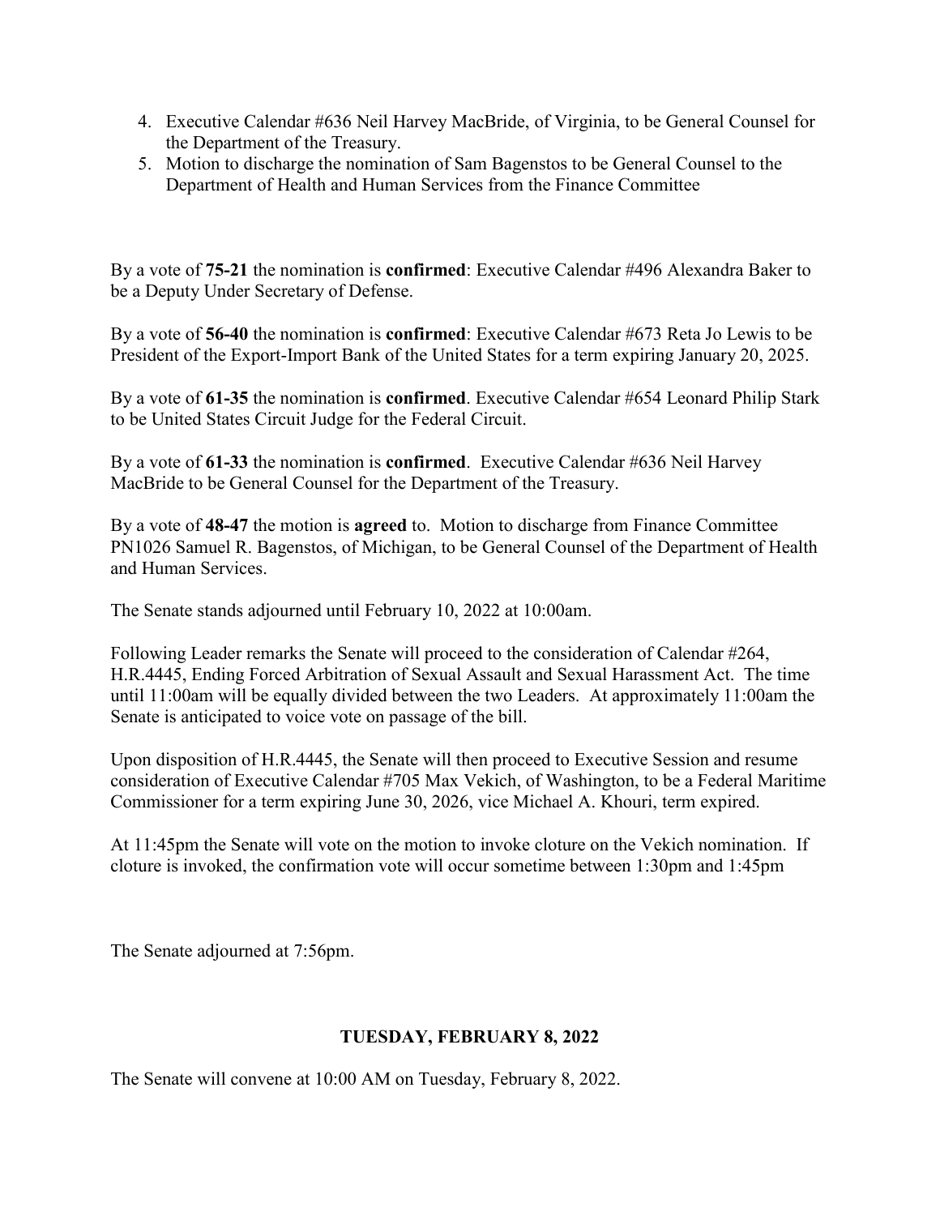4. Executive Calendar #636 Neil Harvey MacBride, of Virginia, to be General Counsel for the Department of the Treasury.
5. Motion to discharge the nomination of Sam Bagenstos to be General Counsel to the Department of Health and Human Services from the Finance Committee

By a vote of **75-21** the nomination is **confirmed**: Executive Calendar #496 Alexandra Baker to be a Deputy Under Secretary of Defense.

By a vote of **56-40** the nomination is **confirmed**: Executive Calendar #673 Reta Jo Lewis to be President of the Export-Import Bank of the United States for a term expiring January 20, 2025.

By a vote of **61-35** the nomination is **confirmed**. Executive Calendar #654 Leonard Philip Stark to be United States Circuit Judge for the Federal Circuit.

By a vote of **61-33** the nomination is **confirmed**. Executive Calendar #636 Neil Harvey MacBride to be General Counsel for the Department of the Treasury.

By a vote of **48-47** the motion is **agreed** to. Motion to discharge from Finance Committee PN1026 Samuel R. Bagenstos, of Michigan, to be General Counsel of the Department of Health and Human Services.

The Senate stands adjourned until February 10, 2022 at 10:00am.

Following Leader remarks the Senate will proceed to the consideration of Calendar #264, H.R.4445, Ending Forced Arbitration of Sexual Assault and Sexual Harassment Act. The time until 11:00am will be equally divided between the two Leaders. At approximately 11:00am the Senate is anticipated to voice vote on passage of the bill.

Upon disposition of H.R.4445, the Senate will then proceed to Executive Session and resume consideration of Executive Calendar #705 Max Vekich, of Washington, to be a Federal Maritime Commissioner for a term expiring June 30, 2026, vice Michael A. Khouri, term expired.

At 11:45pm the Senate will vote on the motion to invoke cloture on the Vekich nomination. If cloture is invoked, the confirmation vote will occur sometime between 1:30pm and 1:45pm

The Senate adjourned at 7:56pm.

## TUESDAY, FEBRUARY 8, 2022

The Senate will convene at 10:00 AM on Tuesday, February 8, 2022.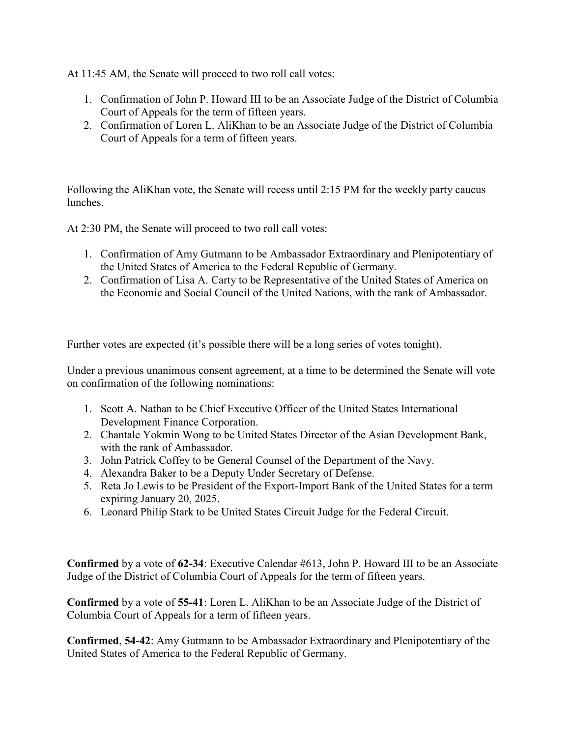At 11:45 AM, the Senate will proceed to two roll call votes:

1. Confirmation of John P. Howard III to be an Associate Judge of the District of Columbia Court of Appeals for the term of fifteen years.
2. Confirmation of Loren L. AliKhan to be an Associate Judge of the District of Columbia Court of Appeals for a term of fifteen years.

Following the AliKhan vote, the Senate will recess until 2:15 PM for the weekly party caucus lunches.

At 2:30 PM, the Senate will proceed to two roll call votes:

1. Confirmation of Amy Gutmann to be Ambassador Extraordinary and Plenipotentiary of the United States of America to the Federal Republic of Germany.
2. Confirmation of Lisa A. Carty to be Representative of the United States of America on the Economic and Social Council of the United Nations, with the rank of Ambassador.

Further votes are expected (it's possible there will be a long series of votes tonight).

Under a previous unanimous consent agreement, at a time to be determined the Senate will vote on confirmation of the following nominations:

1. Scott A. Nathan to be Chief Executive Officer of the United States International Development Finance Corporation.
2. Chantale Yokmin Wong to be United States Director of the Asian Development Bank, with the rank of Ambassador.
3. John Patrick Coffey to be General Counsel of the Department of the Navy.
4. Alexandra Baker to be a Deputy Under Secretary of Defense.
5. Reta Jo Lewis to be President of the Export-Import Bank of the United States for a term expiring January 20, 2025.
6. Leonard Philip Stark to be United States Circuit Judge for the Federal Circuit.

**Confirmed** by a vote of **62-34**: Executive Calendar #613, John P. Howard III to be an Associate Judge of the District of Columbia Court of Appeals for the term of fifteen years.

**Confirmed** by a vote of **55-41**: Loren L. AliKhan to be an Associate Judge of the District of Columbia Court of Appeals for a term of fifteen years.

**Confirmed**, **54-42**: Amy Gutmann to be Ambassador Extraordinary and Plenipotentiary of the United States of America to the Federal Republic of Germany.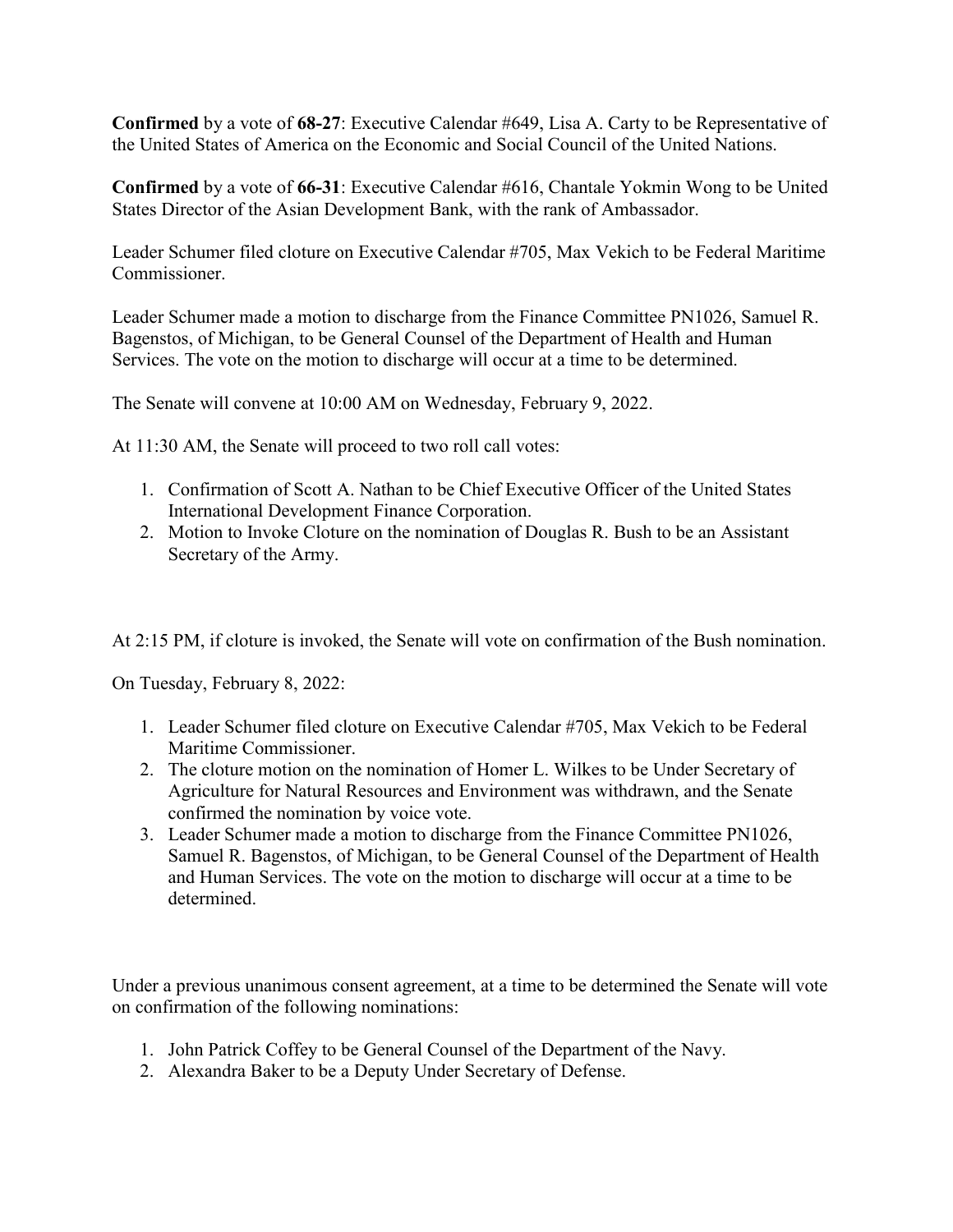**Confirmed** by a vote of **68-27**: Executive Calendar #649, Lisa A. Carty to be Representative of the United States of America on the Economic and Social Council of the United Nations.

**Confirmed** by a vote of **66-31**: Executive Calendar #616, Chantale Yokmin Wong to be United States Director of the Asian Development Bank, with the rank of Ambassador.

Leader Schumer filed cloture on Executive Calendar #705, Max Vekich to be Federal Maritime Commissioner.

Leader Schumer made a motion to discharge from the Finance Committee PN1026, Samuel R. Bagenstos, of Michigan, to be General Counsel of the Department of Health and Human Services. The vote on the motion to discharge will occur at a time to be determined.

The Senate will convene at 10:00 AM on Wednesday, February 9, 2022.

At 11:30 AM, the Senate will proceed to two roll call votes:

1. Confirmation of Scott A. Nathan to be Chief Executive Officer of the United States International Development Finance Corporation.
2. Motion to Invoke Cloture on the nomination of Douglas R. Bush to be an Assistant Secretary of the Army.

At 2:15 PM, if cloture is invoked, the Senate will vote on confirmation of the Bush nomination.

On Tuesday, February 8, 2022:

1. Leader Schumer filed cloture on Executive Calendar #705, Max Vekich to be Federal Maritime Commissioner.
2. The cloture motion on the nomination of Homer L. Wilkes to be Under Secretary of Agriculture for Natural Resources and Environment was withdrawn, and the Senate confirmed the nomination by voice vote.
3. Leader Schumer made a motion to discharge from the Finance Committee PN1026, Samuel R. Bagenstos, of Michigan, to be General Counsel of the Department of Health and Human Services. The vote on the motion to discharge will occur at a time to be determined.

Under a previous unanimous consent agreement, at a time to be determined the Senate will vote on confirmation of the following nominations:

1. John Patrick Coffey to be General Counsel of the Department of the Navy.
2. Alexandra Baker to be a Deputy Under Secretary of Defense.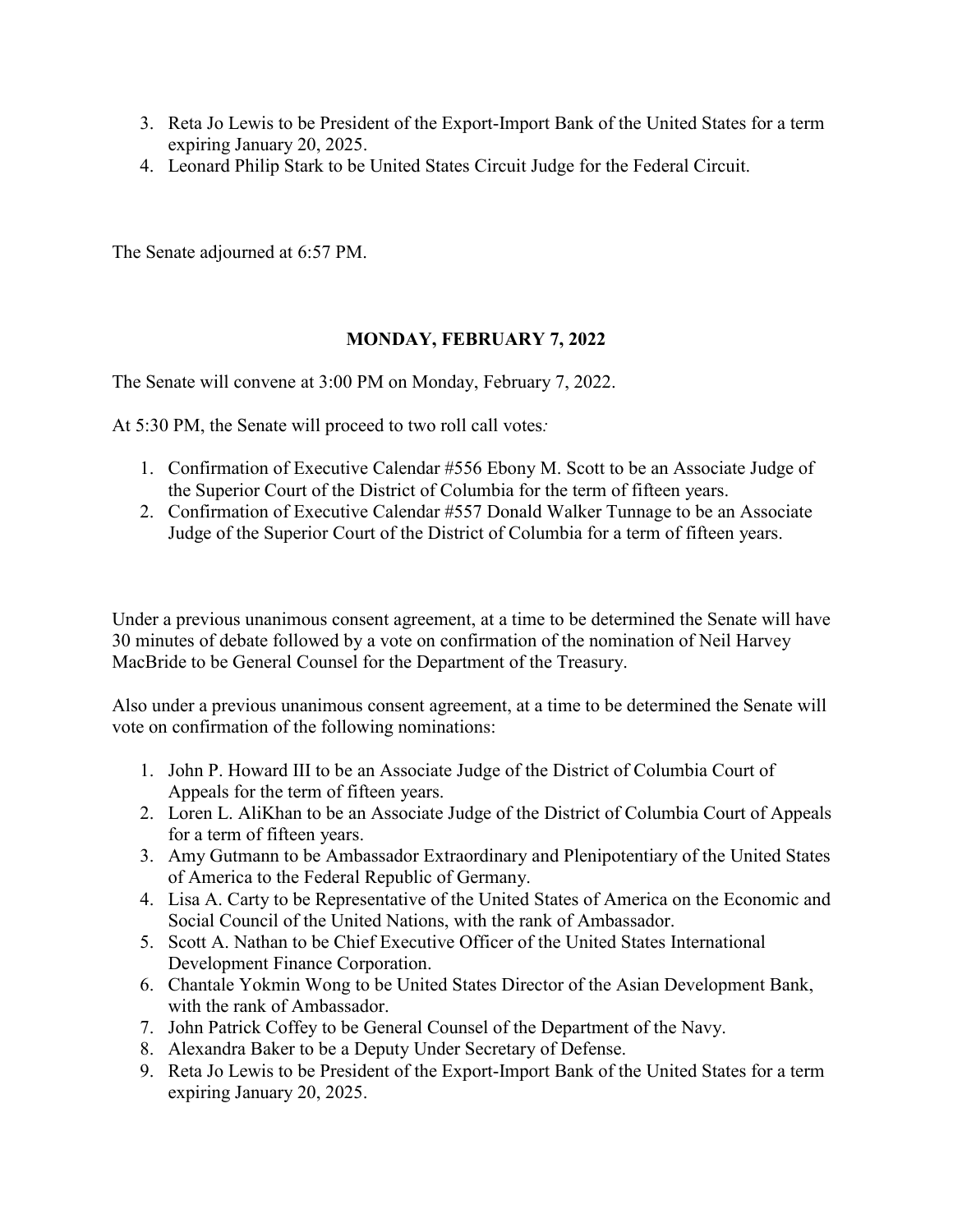3. Reta Jo Lewis to be President of the Export-Import Bank of the United States for a term expiring January 20, 2025.
4. Leonard Philip Stark to be United States Circuit Judge for the Federal Circuit.

The Senate adjourned at 6:57 PM.

## MONDAY, FEBRUARY 7, 2022

The Senate will convene at 3:00 PM on Monday, February 7, 2022.

At 5:30 PM, the Senate will proceed to two roll call votes*:*

1. Confirmation of Executive Calendar #556 Ebony M. Scott to be an Associate Judge of the Superior Court of the District of Columbia for the term of fifteen years.
2. Confirmation of Executive Calendar #557 Donald Walker Tunnage to be an Associate Judge of the Superior Court of the District of Columbia for a term of fifteen years.

Under a previous unanimous consent agreement, at a time to be determined the Senate will have 30 minutes of debate followed by a vote on confirmation of the nomination of Neil Harvey MacBride to be General Counsel for the Department of the Treasury.

Also under a previous unanimous consent agreement, at a time to be determined the Senate will vote on confirmation of the following nominations:

1. John P. Howard III to be an Associate Judge of the District of Columbia Court of Appeals for the term of fifteen years.
2. Loren L. AliKhan to be an Associate Judge of the District of Columbia Court of Appeals for a term of fifteen years.
3. Amy Gutmann to be Ambassador Extraordinary and Plenipotentiary of the United States of America to the Federal Republic of Germany.
4. Lisa A. Carty to be Representative of the United States of America on the Economic and Social Council of the United Nations, with the rank of Ambassador.
5. Scott A. Nathan to be Chief Executive Officer of the United States International Development Finance Corporation.
6. Chantale Yokmin Wong to be United States Director of the Asian Development Bank, with the rank of Ambassador.
7. John Patrick Coffey to be General Counsel of the Department of the Navy.
8. Alexandra Baker to be a Deputy Under Secretary of Defense.
9. Reta Jo Lewis to be President of the Export-Import Bank of the United States for a term expiring January 20, 2025.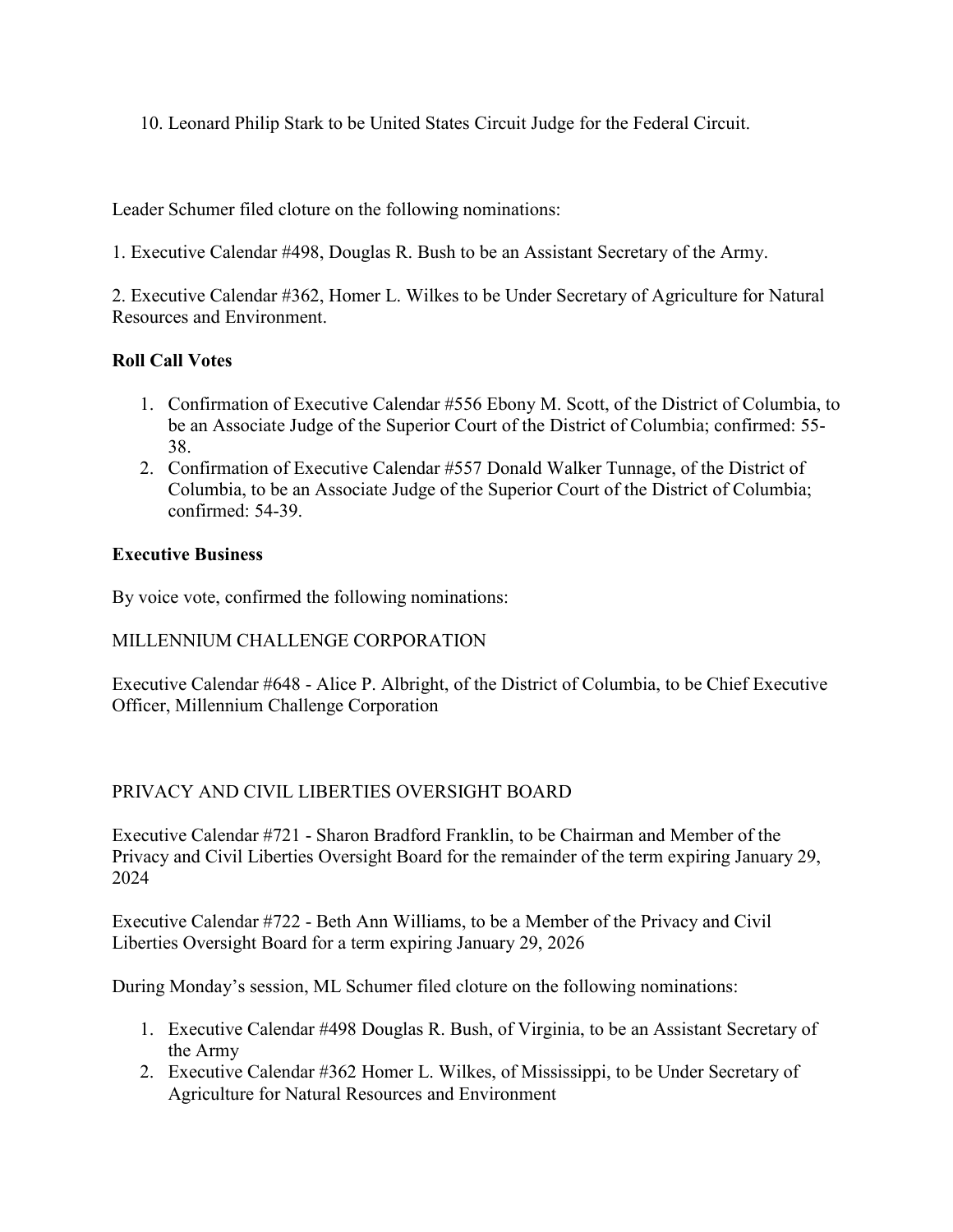10. Leonard Philip Stark to be United States Circuit Judge for the Federal Circuit.

Leader Schumer filed cloture on the following nominations:

1. Executive Calendar #498, Douglas R. Bush to be an Assistant Secretary of the Army.

2. Executive Calendar #362, Homer L. Wilkes to be Under Secretary of Agriculture for Natural Resources and Environment.

**Roll Call Votes**

1. Confirmation of Executive Calendar #556 Ebony M. Scott, of the District of Columbia, to be an Associate Judge of the Superior Court of the District of Columbia; confirmed: 55-38.
2. Confirmation of Executive Calendar #557 Donald Walker Tunnage, of the District of Columbia, to be an Associate Judge of the Superior Court of the District of Columbia; confirmed: 54-39.

**Executive Business**

By voice vote, confirmed the following nominations:

MILLENNIUM CHALLENGE CORPORATION

Executive Calendar #648 - Alice P. Albright, of the District of Columbia, to be Chief Executive Officer, Millennium Challenge Corporation

PRIVACY AND CIVIL LIBERTIES OVERSIGHT BOARD

Executive Calendar #721 - Sharon Bradford Franklin, to be Chairman and Member of the Privacy and Civil Liberties Oversight Board for the remainder of the term expiring January 29, 2024

Executive Calendar #722 - Beth Ann Williams, to be a Member of the Privacy and Civil Liberties Oversight Board for a term expiring January 29, 2026

During Monday's session, ML Schumer filed cloture on the following nominations:

1. Executive Calendar #498 Douglas R. Bush, of Virginia, to be an Assistant Secretary of the Army
2. Executive Calendar #362 Homer L. Wilkes, of Mississippi, to be Under Secretary of Agriculture for Natural Resources and Environment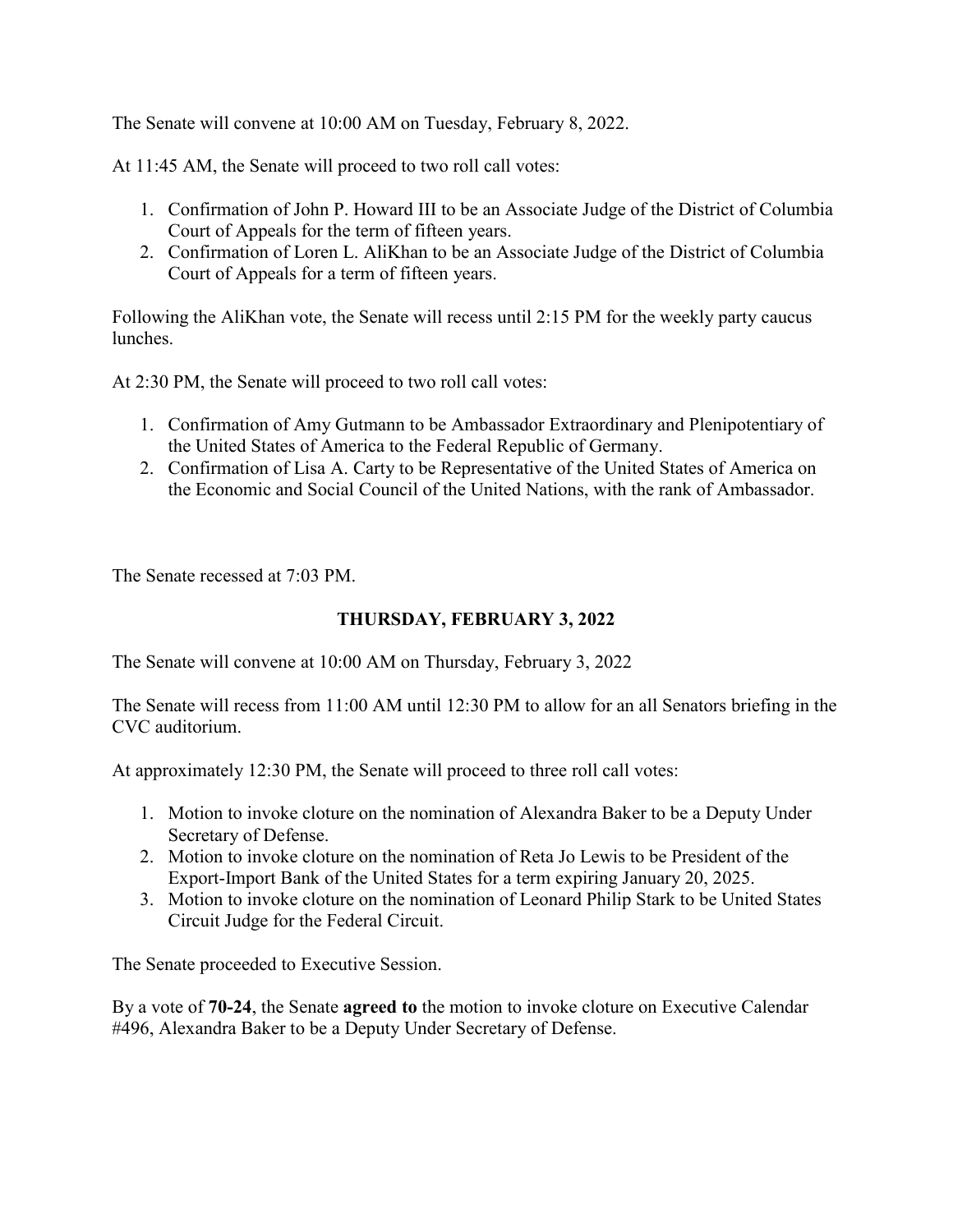The Senate will convene at 10:00 AM on Tuesday, February 8, 2022.

At 11:45 AM, the Senate will proceed to two roll call votes:

1. Confirmation of John P. Howard III to be an Associate Judge of the District of Columbia Court of Appeals for the term of fifteen years.
2. Confirmation of Loren L. AliKhan to be an Associate Judge of the District of Columbia Court of Appeals for a term of fifteen years.

Following the AliKhan vote, the Senate will recess until 2:15 PM for the weekly party caucus lunches.

At 2:30 PM, the Senate will proceed to two roll call votes:

1. Confirmation of Amy Gutmann to be Ambassador Extraordinary and Plenipotentiary of the United States of America to the Federal Republic of Germany.
2. Confirmation of Lisa A. Carty to be Representative of the United States of America on the Economic and Social Council of the United Nations, with the rank of Ambassador.

The Senate recessed at 7:03 PM.

## THURSDAY, FEBRUARY 3, 2022

The Senate will convene at 10:00 AM on Thursday, February 3, 2022

The Senate will recess from 11:00 AM until 12:30 PM to allow for an all Senators briefing in the CVC auditorium.

At approximately 12:30 PM, the Senate will proceed to three roll call votes:

1. Motion to invoke cloture on the nomination of Alexandra Baker to be a Deputy Under Secretary of Defense.
2. Motion to invoke cloture on the nomination of Reta Jo Lewis to be President of the Export-Import Bank of the United States for a term expiring January 20, 2025.
3. Motion to invoke cloture on the nomination of Leonard Philip Stark to be United States Circuit Judge for the Federal Circuit.

The Senate proceeded to Executive Session.

By a vote of **70-24**, the Senate **agreed to** the motion to invoke cloture on Executive Calendar #496, Alexandra Baker to be a Deputy Under Secretary of Defense.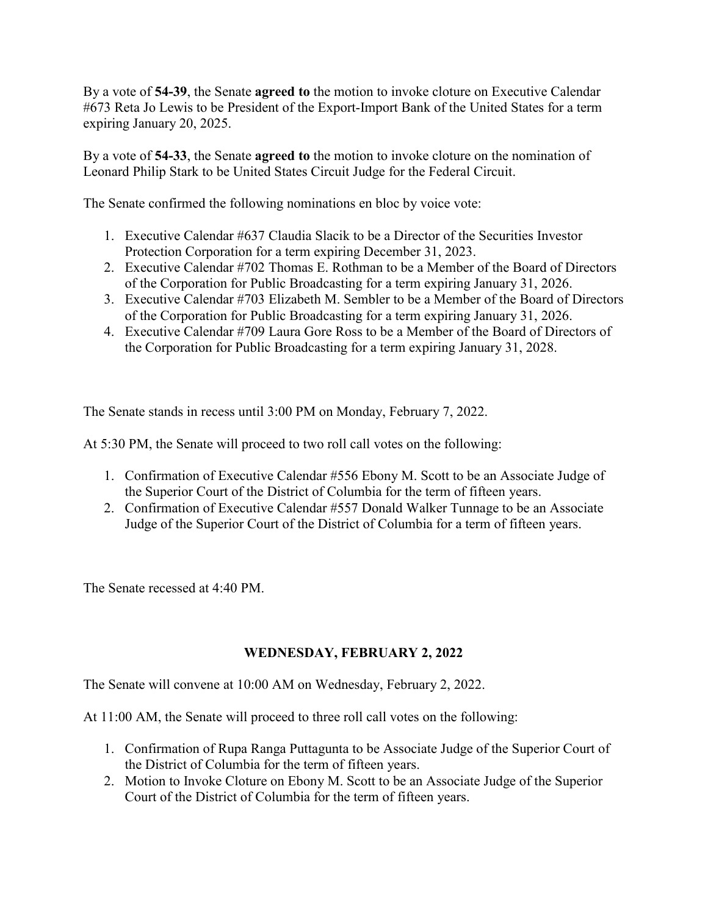By a vote of **54-39**, the Senate **agreed to** the motion to invoke cloture on Executive Calendar #673 Reta Jo Lewis to be President of the Export-Import Bank of the United States for a term expiring January 20, 2025.

By a vote of **54-33**, the Senate **agreed to** the motion to invoke cloture on the nomination of Leonard Philip Stark to be United States Circuit Judge for the Federal Circuit.

The Senate confirmed the following nominations en bloc by voice vote:

1. Executive Calendar #637 Claudia Slacik to be a Director of the Securities Investor Protection Corporation for a term expiring December 31, 2023.
2. Executive Calendar #702 Thomas E. Rothman to be a Member of the Board of Directors of the Corporation for Public Broadcasting for a term expiring January 31, 2026.
3. Executive Calendar #703 Elizabeth M. Sembler to be a Member of the Board of Directors of the Corporation for Public Broadcasting for a term expiring January 31, 2026.
4. Executive Calendar #709 Laura Gore Ross to be a Member of the Board of Directors of the Corporation for Public Broadcasting for a term expiring January 31, 2028.

The Senate stands in recess until 3:00 PM on Monday, February 7, 2022.

At 5:30 PM, the Senate will proceed to two roll call votes on the following:

1. Confirmation of Executive Calendar #556 Ebony M. Scott to be an Associate Judge of the Superior Court of the District of Columbia for the term of fifteen years.
2. Confirmation of Executive Calendar #557 Donald Walker Tunnage to be an Associate Judge of the Superior Court of the District of Columbia for a term of fifteen years.

The Senate recessed at 4:40 PM.

## WEDNESDAY, FEBRUARY 2, 2022

The Senate will convene at 10:00 AM on Wednesday, February 2, 2022.

At 11:00 AM, the Senate will proceed to three roll call votes on the following:

1. Confirmation of Rupa Ranga Puttagunta to be Associate Judge of the Superior Court of the District of Columbia for the term of fifteen years.
2. Motion to Invoke Cloture on Ebony M. Scott to be an Associate Judge of the Superior Court of the District of Columbia for the term of fifteen years.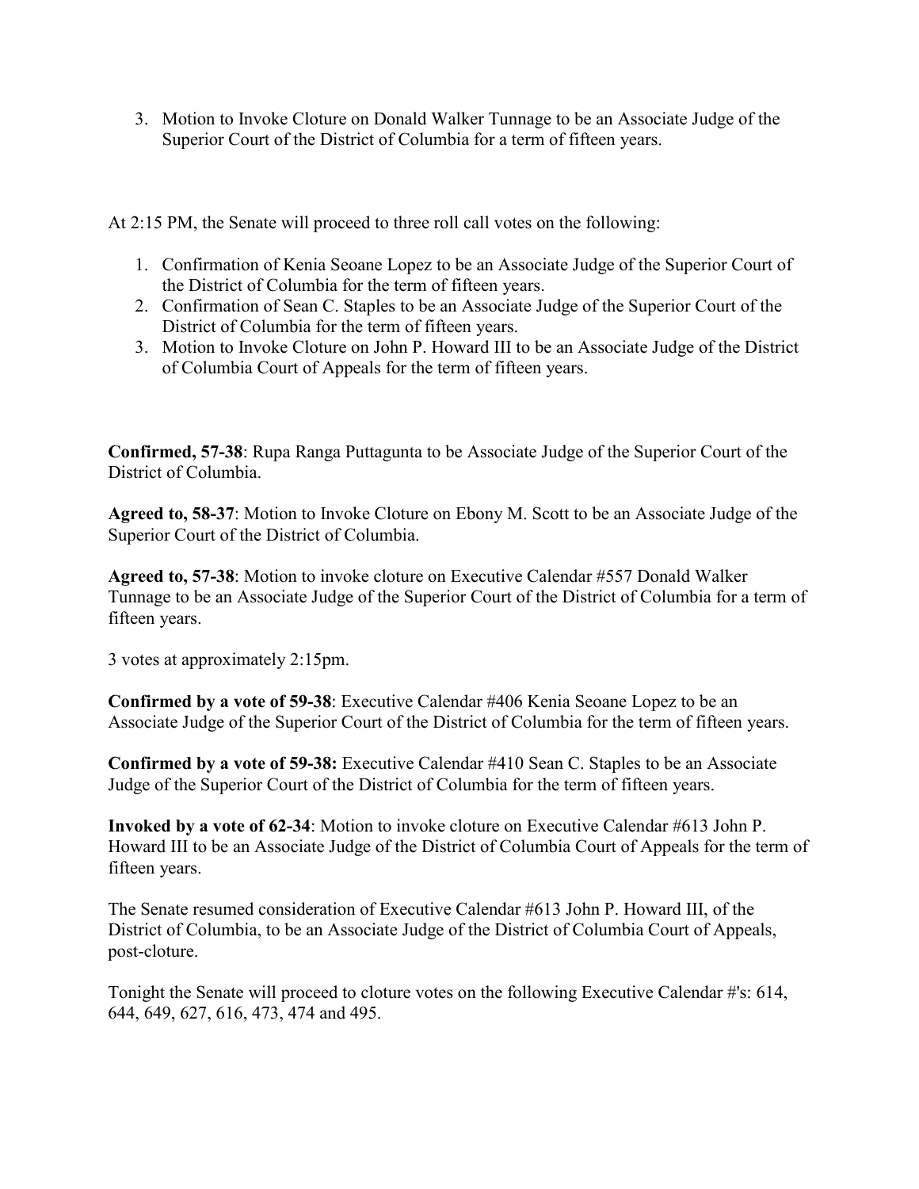3. Motion to Invoke Cloture on Donald Walker Tunnage to be an Associate Judge of the Superior Court of the District of Columbia for a term of fifteen years.

At 2:15 PM, the Senate will proceed to three roll call votes on the following:

1. Confirmation of Kenia Seoane Lopez to be an Associate Judge of the Superior Court of the District of Columbia for the term of fifteen years.
2. Confirmation of Sean C. Staples to be an Associate Judge of the Superior Court of the District of Columbia for the term of fifteen years.
3. Motion to Invoke Cloture on John P. Howard III to be an Associate Judge of the District of Columbia Court of Appeals for the term of fifteen years.

**Confirmed, 57-38**: Rupa Ranga Puttagunta to be Associate Judge of the Superior Court of the District of Columbia.

**Agreed to, 58-37**: Motion to Invoke Cloture on Ebony M. Scott to be an Associate Judge of the Superior Court of the District of Columbia.

**Agreed to, 57-38**: Motion to invoke cloture on Executive Calendar #557 Donald Walker Tunnage to be an Associate Judge of the Superior Court of the District of Columbia for a term of fifteen years.

3 votes at approximately 2:15pm.

**Confirmed by a vote of 59-38**: Executive Calendar #406 Kenia Seoane Lopez to be an Associate Judge of the Superior Court of the District of Columbia for the term of fifteen years.

**Confirmed by a vote of 59-38:** Executive Calendar #410 Sean C. Staples to be an Associate Judge of the Superior Court of the District of Columbia for the term of fifteen years.

**Invoked by a vote of 62-34**: Motion to invoke cloture on Executive Calendar #613 John P. Howard III to be an Associate Judge of the District of Columbia Court of Appeals for the term of fifteen years.

The Senate resumed consideration of Executive Calendar #613 John P. Howard III, of the District of Columbia, to be an Associate Judge of the District of Columbia Court of Appeals, post-cloture.

Tonight the Senate will proceed to cloture votes on the following Executive Calendar #'s: 614, 644, 649, 627, 616, 473, 474 and 495.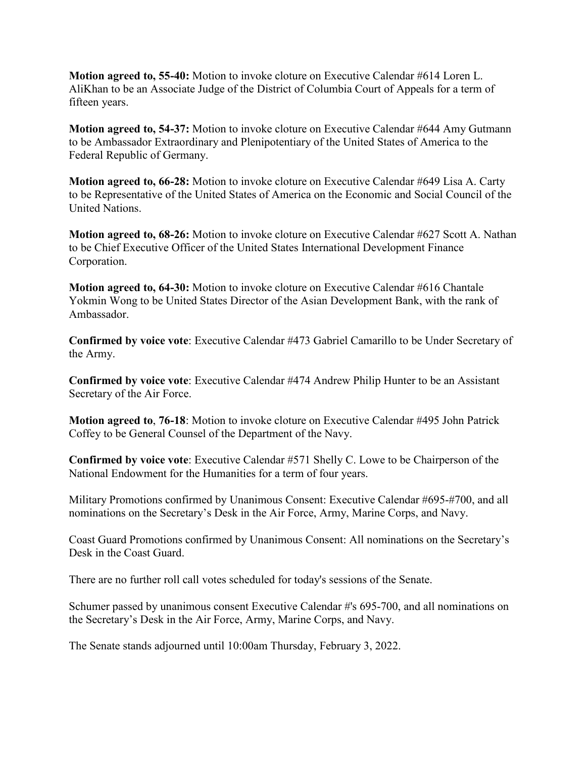**Motion agreed to, 55-40:** Motion to invoke cloture on Executive Calendar #614 Loren L. AliKhan to be an Associate Judge of the District of Columbia Court of Appeals for a term of fifteen years.

**Motion agreed to, 54-37:** Motion to invoke cloture on Executive Calendar #644 Amy Gutmann to be Ambassador Extraordinary and Plenipotentiary of the United States of America to the Federal Republic of Germany.

**Motion agreed to, 66-28:** Motion to invoke cloture on Executive Calendar #649 Lisa A. Carty to be Representative of the United States of America on the Economic and Social Council of the United Nations.

**Motion agreed to, 68-26:** Motion to invoke cloture on Executive Calendar #627 Scott A. Nathan to be Chief Executive Officer of the United States International Development Finance Corporation.

**Motion agreed to, 64-30:** Motion to invoke cloture on Executive Calendar #616 Chantale Yokmin Wong to be United States Director of the Asian Development Bank, with the rank of Ambassador.

**Confirmed by voice vote**: Executive Calendar #473 Gabriel Camarillo to be Under Secretary of the Army.

**Confirmed by voice vote**: Executive Calendar #474 Andrew Philip Hunter to be an Assistant Secretary of the Air Force.

**Motion agreed to**, **76-18**: Motion to invoke cloture on Executive Calendar #495 John Patrick Coffey to be General Counsel of the Department of the Navy.

**Confirmed by voice vote**: Executive Calendar #571 Shelly C. Lowe to be Chairperson of the National Endowment for the Humanities for a term of four years.

Military Promotions confirmed by Unanimous Consent: Executive Calendar #695-#700, and all nominations on the Secretary's Desk in the Air Force, Army, Marine Corps, and Navy.

Coast Guard Promotions confirmed by Unanimous Consent: All nominations on the Secretary's Desk in the Coast Guard.

There are no further roll call votes scheduled for today's sessions of the Senate.

Schumer passed by unanimous consent Executive Calendar #'s 695-700, and all nominations on the Secretary's Desk in the Air Force, Army, Marine Corps, and Navy.

The Senate stands adjourned until 10:00am Thursday, February 3, 2022.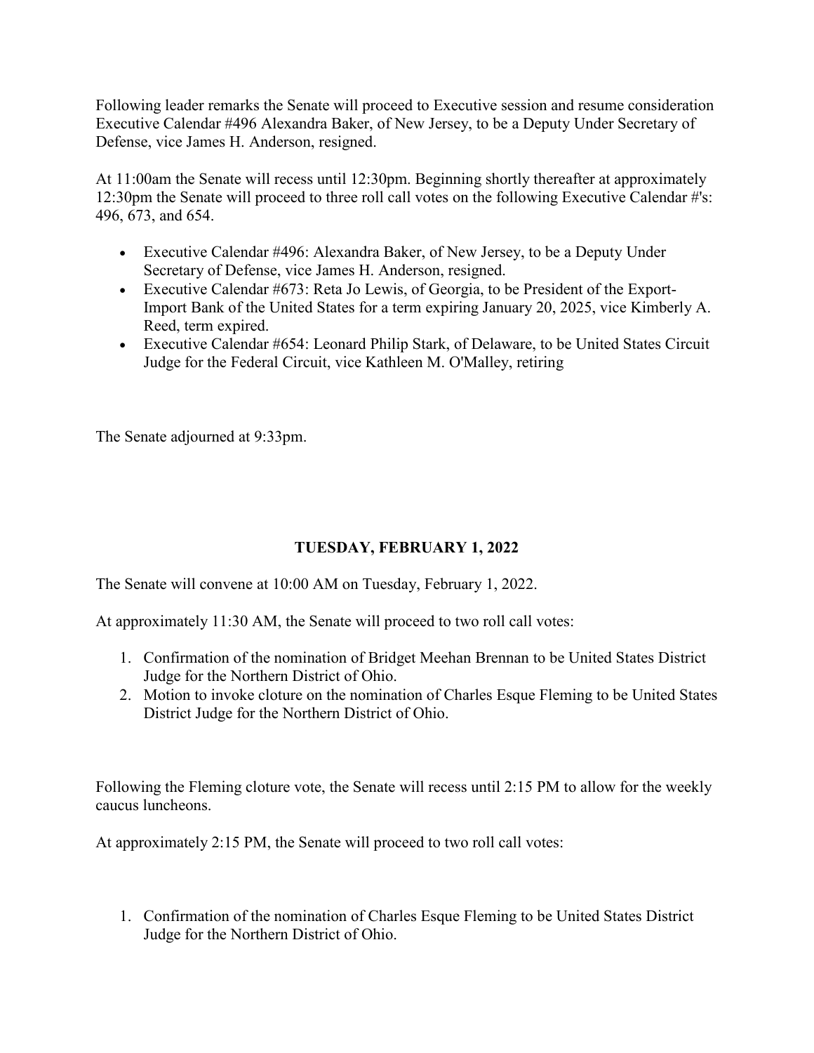Following leader remarks the Senate will proceed to Executive session and resume consideration Executive Calendar #496 Alexandra Baker, of New Jersey, to be a Deputy Under Secretary of Defense, vice James H. Anderson, resigned.

At 11:00am the Senate will recess until 12:30pm. Beginning shortly thereafter at approximately 12:30pm the Senate will proceed to three roll call votes on the following Executive Calendar #'s: 496, 673, and 654.

- Executive Calendar #496: Alexandra Baker, of New Jersey, to be a Deputy Under Secretary of Defense, vice James H. Anderson, resigned.
- Executive Calendar #673: Reta Jo Lewis, of Georgia, to be President of the Export-Import Bank of the United States for a term expiring January 20, 2025, vice Kimberly A. Reed, term expired.
- Executive Calendar #654: Leonard Philip Stark, of Delaware, to be United States Circuit Judge for the Federal Circuit, vice Kathleen M. O'Malley, retiring

The Senate adjourned at 9:33pm.

## TUESDAY, FEBRUARY 1, 2022

The Senate will convene at 10:00 AM on Tuesday, February 1, 2022.

At approximately 11:30 AM, the Senate will proceed to two roll call votes:

1. Confirmation of the nomination of Bridget Meehan Brennan to be United States District Judge for the Northern District of Ohio.
2. Motion to invoke cloture on the nomination of Charles Esque Fleming to be United States District Judge for the Northern District of Ohio.

Following the Fleming cloture vote, the Senate will recess until 2:15 PM to allow for the weekly caucus luncheons.

At approximately 2:15 PM, the Senate will proceed to two roll call votes:

1. Confirmation of the nomination of Charles Esque Fleming to be United States District Judge for the Northern District of Ohio.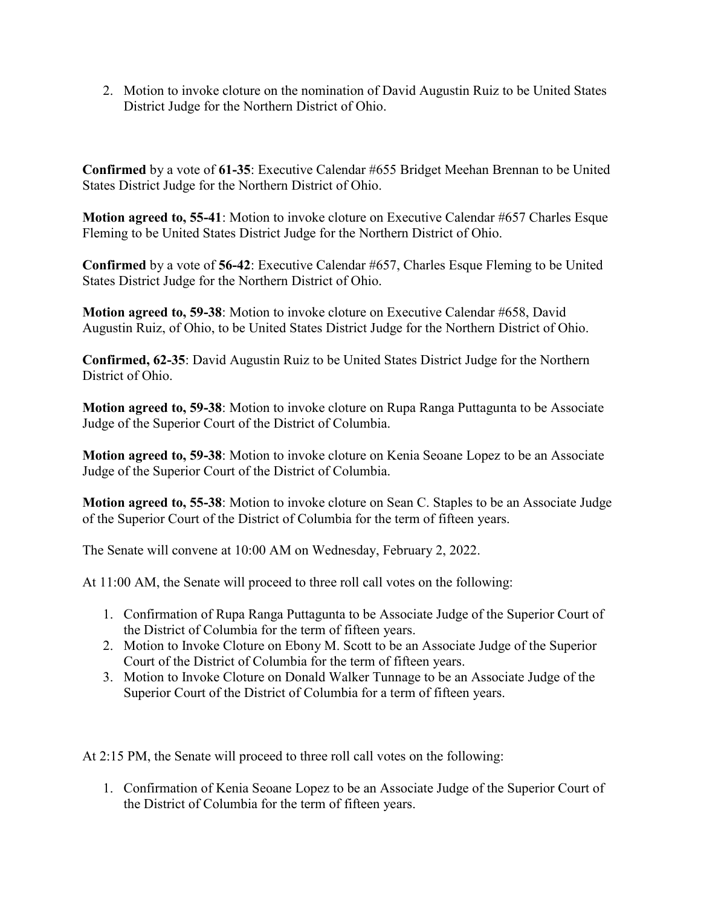2. Motion to invoke cloture on the nomination of David Augustin Ruiz to be United States District Judge for the Northern District of Ohio.

**Confirmed** by a vote of **61-35**: Executive Calendar #655 Bridget Meehan Brennan to be United States District Judge for the Northern District of Ohio.

**Motion agreed to, 55-41**: Motion to invoke cloture on Executive Calendar #657 Charles Esque Fleming to be United States District Judge for the Northern District of Ohio.

**Confirmed** by a vote of **56-42**: Executive Calendar #657, Charles Esque Fleming to be United States District Judge for the Northern District of Ohio.

**Motion agreed to, 59-38**: Motion to invoke cloture on Executive Calendar #658, David Augustin Ruiz, of Ohio, to be United States District Judge for the Northern District of Ohio.

**Confirmed, 62-35**: David Augustin Ruiz to be United States District Judge for the Northern District of Ohio.

**Motion agreed to, 59-38**: Motion to invoke cloture on Rupa Ranga Puttagunta to be Associate Judge of the Superior Court of the District of Columbia.

**Motion agreed to, 59-38**: Motion to invoke cloture on Kenia Seoane Lopez to be an Associate Judge of the Superior Court of the District of Columbia.

**Motion agreed to, 55-38**: Motion to invoke cloture on Sean C. Staples to be an Associate Judge of the Superior Court of the District of Columbia for the term of fifteen years.

The Senate will convene at 10:00 AM on Wednesday, February 2, 2022.

At 11:00 AM, the Senate will proceed to three roll call votes on the following:

1. Confirmation of Rupa Ranga Puttagunta to be Associate Judge of the Superior Court of the District of Columbia for the term of fifteen years.
2. Motion to Invoke Cloture on Ebony M. Scott to be an Associate Judge of the Superior Court of the District of Columbia for the term of fifteen years.
3. Motion to Invoke Cloture on Donald Walker Tunnage to be an Associate Judge of the Superior Court of the District of Columbia for a term of fifteen years.

At 2:15 PM, the Senate will proceed to three roll call votes on the following:

1. Confirmation of Kenia Seoane Lopez to be an Associate Judge of the Superior Court of the District of Columbia for the term of fifteen years.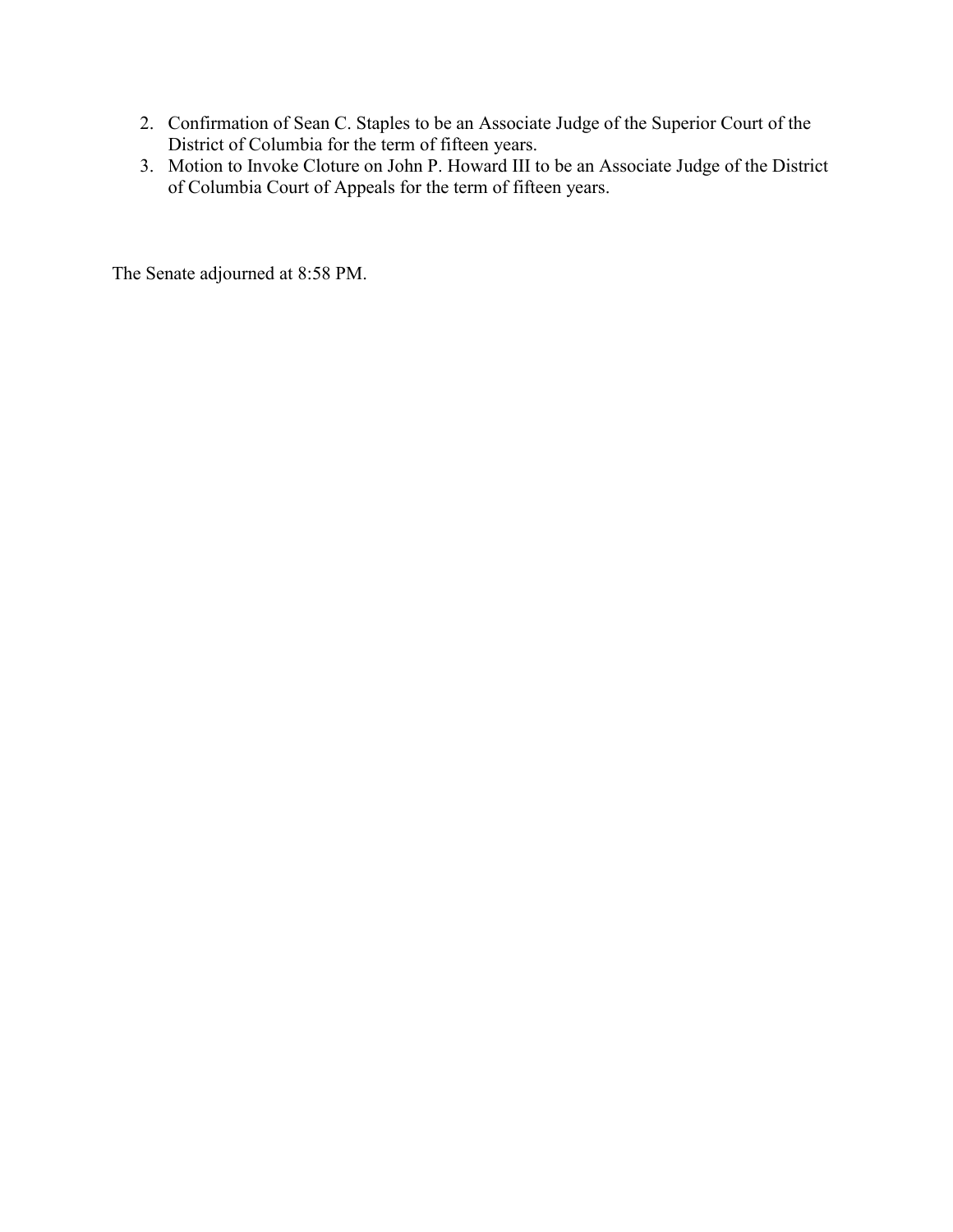2. Confirmation of Sean C. Staples to be an Associate Judge of the Superior Court of the District of Columbia for the term of fifteen years.
3. Motion to Invoke Cloture on John P. Howard III to be an Associate Judge of the District of Columbia Court of Appeals for the term of fifteen years.

The Senate adjourned at 8:58 PM.